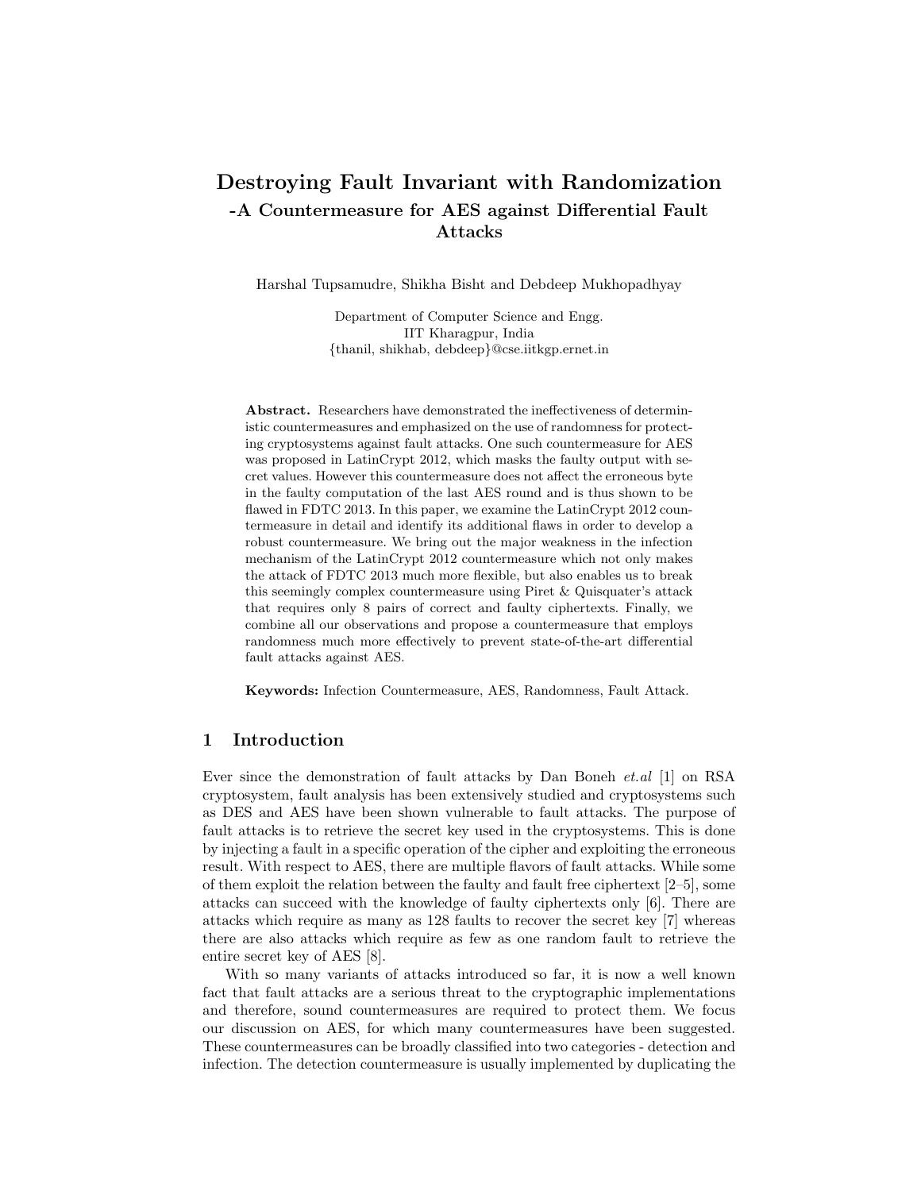# Destroying Fault Invariant with Randomization

## -A Countermeasure for AES against Differential Fault Attacks

Harshal Tupsamudre, Shikha Bisht and Debdeep Mukhopadhyay

Department of Computer Science and Engg.
IIT Kharagpur, India
{thanil, shikhab, debdeep}@cse.iitkgp.ernet.in

**Abstract.** Researchers have demonstrated the ineffectiveness of deterministic countermeasures and emphasized on the use of randomness for protecting cryptosystems against fault attacks. One such countermeasure for AES was proposed in LatinCrypt 2012, which masks the faulty output with secret values. However this countermeasure does not affect the erroneous byte in the faulty computation of the last AES round and is thus shown to be flawed in FDTC 2013. In this paper, we examine the LatinCrypt 2012 countermeasure in detail and identify its additional flaws in order to develop a robust countermeasure. We bring out the major weakness in the infection mechanism of the LatinCrypt 2012 countermeasure which not only makes the attack of FDTC 2013 much more flexible, but also enables us to break this seemingly complex countermeasure using Piret & Quisquater's attack that requires only 8 pairs of correct and faulty ciphertexts. Finally, we combine all our observations and propose a countermeasure that employs randomness much more effectively to prevent state-of-the-art differential fault attacks against AES.

**Keywords:** Infection Countermeasure, AES, Randomness, Fault Attack.

## 1 Introduction

Ever since the demonstration of fault attacks by Dan Boneh *et.al* [1] on RSA cryptosystem, fault analysis has been extensively studied and cryptosystems such as DES and AES have been shown vulnerable to fault attacks. The purpose of fault attacks is to retrieve the secret key used in the cryptosystems. This is done by injecting a fault in a specific operation of the cipher and exploiting the erroneous result. With respect to AES, there are multiple flavors of fault attacks. While some of them exploit the relation between the faulty and fault free ciphertext [2–5], some attacks can succeed with the knowledge of faulty ciphertexts only [6]. There are attacks which require as many as 128 faults to recover the secret key [7] whereas there are also attacks which require as few as one random fault to retrieve the entire secret key of AES [8].

With so many variants of attacks introduced so far, it is now a well known fact that fault attacks are a serious threat to the cryptographic implementations and therefore, sound countermeasures are required to protect them. We focus our discussion on AES, for which many countermeasures have been suggested. These countermeasures can be broadly classified into two categories - detection and infection. The detection countermeasure is usually implemented by duplicating the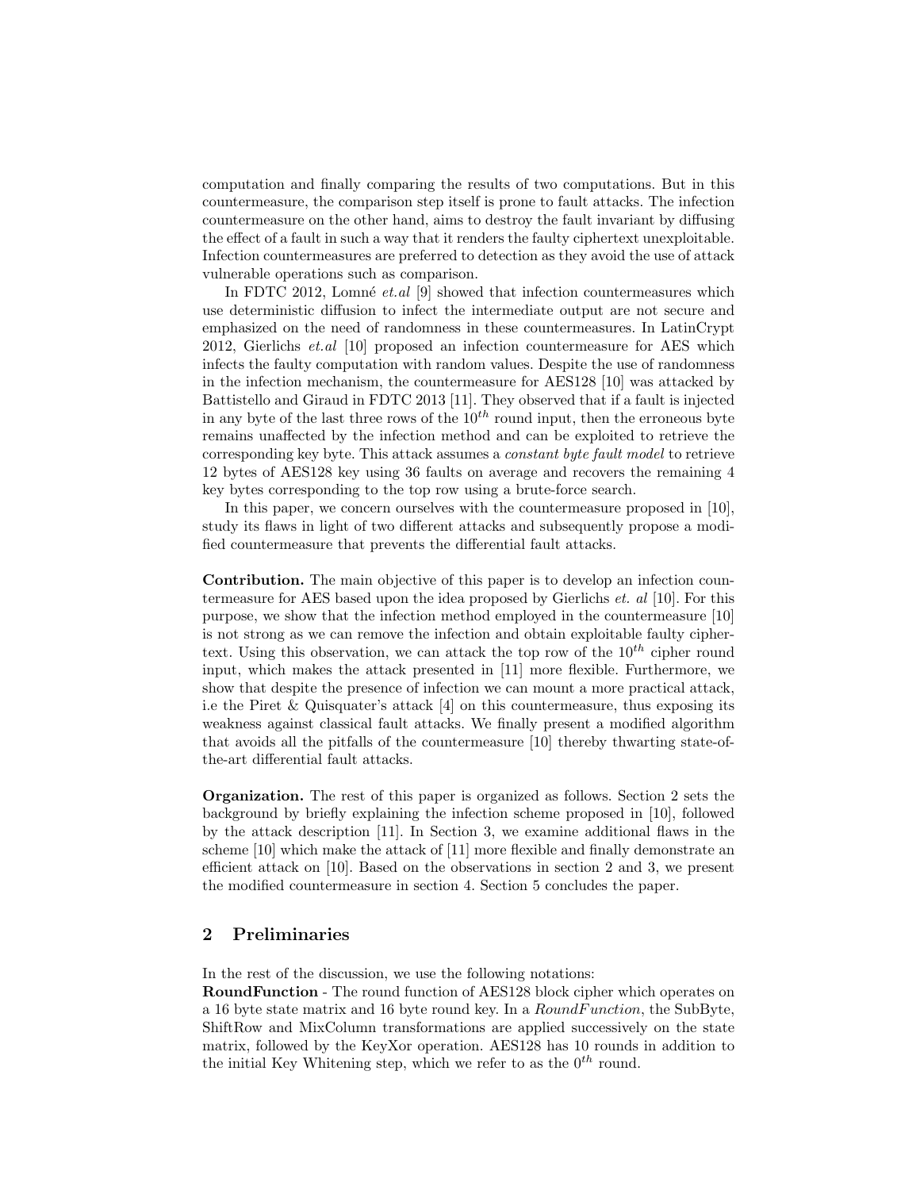computation and finally comparing the results of two computations. But in this countermeasure, the comparison step itself is prone to fault attacks. The infection countermeasure on the other hand, aims to destroy the fault invariant by diffusing the effect of a fault in such a way that it renders the faulty ciphertext unexploitable. Infection countermeasures are preferred to detection as they avoid the use of attack vulnerable operations such as comparison.

In FDTC 2012, Lomné *et.al* [9] showed that infection countermeasures which use deterministic diffusion to infect the intermediate output are not secure and emphasized on the need of randomness in these countermeasures. In LatinCrypt 2012, Gierlichs *et.al* [10] proposed an infection countermeasure for AES which infects the faulty computation with random values. Despite the use of randomness in the infection mechanism, the countermeasure for AES128 [10] was attacked by Battistello and Giraud in FDTC 2013 [11]. They observed that if a fault is injected in any byte of the last three rows of the $10^{th}$ round input, then the erroneous byte remains unaffected by the infection method and can be exploited to retrieve the corresponding key byte. This attack assumes a *constant byte fault model* to retrieve 12 bytes of AES128 key using 36 faults on average and recovers the remaining 4 key bytes corresponding to the top row using a brute-force search.

In this paper, we concern ourselves with the countermeasure proposed in [10], study its flaws in light of two different attacks and subsequently propose a modified countermeasure that prevents the differential fault attacks.

**Contribution.** The main objective of this paper is to develop an infection countermeasure for AES based upon the idea proposed by Gierlichs *et. al* [10]. For this purpose, we show that the infection method employed in the countermeasure [10] is not strong as we can remove the infection and obtain exploitable faulty ciphertext. Using this observation, we can attack the top row of the $10^{th}$ cipher round input, which makes the attack presented in [11] more flexible. Furthermore, we show that despite the presence of infection we can mount a more practical attack, i.e the Piret & Quisquater's attack [4] on this countermeasure, thus exposing its weakness against classical fault attacks. We finally present a modified algorithm that avoids all the pitfalls of the countermeasure [10] thereby thwarting state-of-the-art differential fault attacks.

**Organization.** The rest of this paper is organized as follows. Section 2 sets the background by briefly explaining the infection scheme proposed in [10], followed by the attack description [11]. In Section 3, we examine additional flaws in the scheme [10] which make the attack of [11] more flexible and finally demonstrate an efficient attack on [10]. Based on the observations in section 2 and 3, we present the modified countermeasure in section 4. Section 5 concludes the paper.

## 2 Preliminaries

In the rest of the discussion, we use the following notations:

**RoundFunction** - The round function of AES128 block cipher which operates on a 16 byte state matrix and 16 byte round key. In a *RoundFunction*, the SubByte, ShiftRow and MixColumn transformations are applied successively on the state matrix, followed by the KeyXor operation. AES128 has 10 rounds in addition to the initial Key Whitening step, which we refer to as the $0^{th}$ round.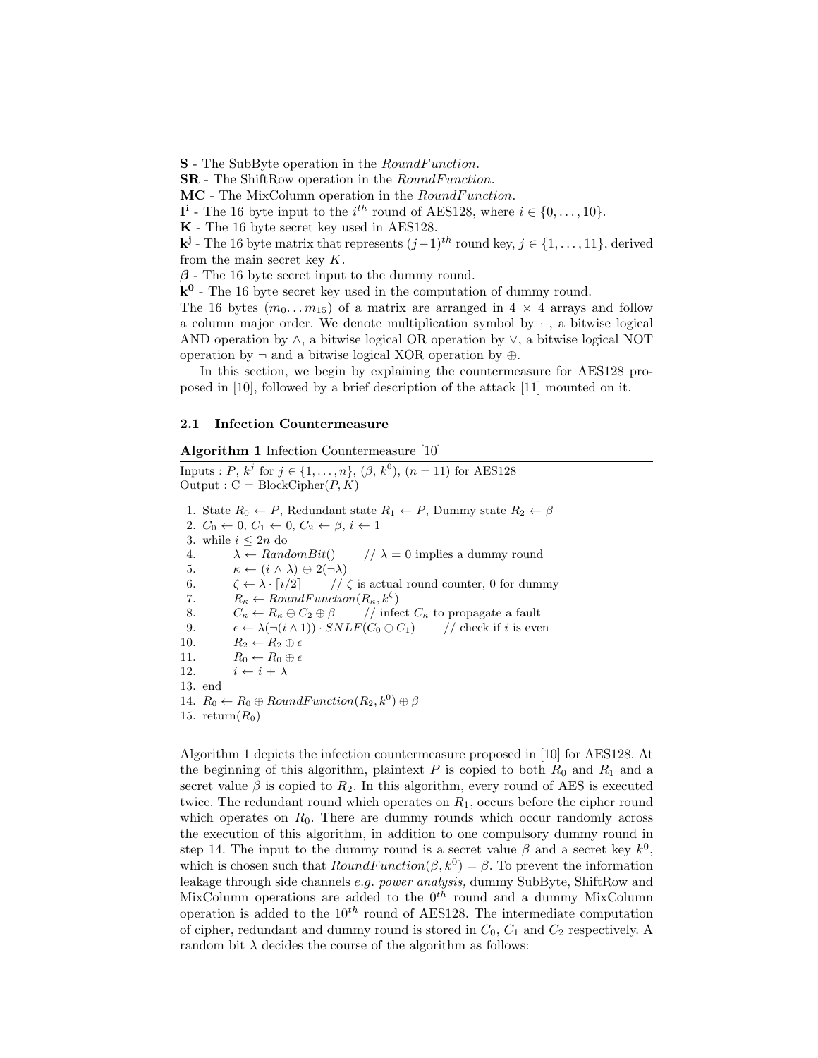**S** - The SubByte operation in the *RoundFunction*.
**SR** - The ShiftRow operation in the *RoundFunction*.
**MC** - The MixColumn operation in the *RoundFunction*.
$\mathbf{I^i}$ - The 16 byte input to the $i^{th}$ round of AES128, where $i \in \{0, \ldots, 10\}$.
**K** - The 16 byte secret key used in AES128.
$\mathbf{k^j}$ - The 16 byte matrix that represents $(j-1)^{th}$ round key, $j \in \{1, \ldots, 11\}$, derived from the main secret key $K$.
$\boldsymbol{\beta}$ - The 16 byte secret input to the dummy round.
$\mathbf{k^0}$ - The 16 byte secret key used in the computation of dummy round.
The 16 bytes $(m_0 \ldots m_{15})$ of a matrix are arranged in $4 \times 4$ arrays and follow a column major order. We denote multiplication symbol by $\cdot$ , a bitwise logical AND operation by $\wedge$, a bitwise logical OR operation by $\vee$, a bitwise logical NOT operation by $\neg$ and a bitwise logical XOR operation by $\oplus$.

In this section, we begin by explaining the countermeasure for AES128 proposed in [10], followed by a brief description of the attack [11] mounted on it.

### 2.1 Infection Countermeasure

**Algorithm 1** Infection Countermeasure [10]

Inputs : $P$, $k^j$ for $j \in \{1, \ldots, n\}$, $(\beta, k^0)$, $(n = 11)$ for AES128
Output : C = BlockCipher$(P, K)$

1. State $R_0 \leftarrow P$, Redundant state $R_1 \leftarrow P$, Dummy state $R_2 \leftarrow \beta$
2. $C_0 \leftarrow 0$, $C_1 \leftarrow 0$, $C_2 \leftarrow \beta$, $i \leftarrow 1$
3. while $i \leq 2n$ do
4. $\quad\lambda \leftarrow RandomBit()$ // $\lambda = 0$ implies a dummy round
5. $\quad\kappa \leftarrow (i \wedge \lambda) \oplus 2(\neg\lambda)$
6. $\quad\zeta \leftarrow \lambda \cdot \lceil i/2 \rceil$ // $\zeta$ is actual round counter, 0 for dummy
7. $\quad R_\kappa \leftarrow RoundFunction(R_\kappa, k^\zeta)$
8. $\quad C_\kappa \leftarrow R_\kappa \oplus C_2 \oplus \beta$ // infect $C_\kappa$ to propagate a fault
9. $\quad\epsilon \leftarrow \lambda(\neg(i \wedge 1)) \cdot SNLF(C_0 \oplus C_1)$ // check if $i$ is even
10. $\quad R_2 \leftarrow R_2 \oplus \epsilon$
11. $\quad R_0 \leftarrow R_0 \oplus \epsilon$
12. $\quad i \leftarrow i + \lambda$
13. end
14. $R_0 \leftarrow R_0 \oplus RoundFunction(R_2, k^0) \oplus \beta$
15. return$(R_0)$

Algorithm 1 depicts the infection countermeasure proposed in [10] for AES128. At the beginning of this algorithm, plaintext $P$ is copied to both $R_0$ and $R_1$ and a secret value $\beta$ is copied to $R_2$. In this algorithm, every round of AES is executed twice. The redundant round which operates on $R_1$, occurs before the cipher round which operates on $R_0$. There are dummy rounds which occur randomly across the execution of this algorithm, in addition to one compulsory dummy round in step 14. The input to the dummy round is a secret value $\beta$ and a secret key $k^0$, which is chosen such that $RoundFunction(\beta, k^0) = \beta$. To prevent the information leakage through side channels *e.g. power analysis,* dummy SubByte, ShiftRow and MixColumn operations are added to the $0^{th}$ round and a dummy MixColumn operation is added to the $10^{th}$ round of AES128. The intermediate computation of cipher, redundant and dummy round is stored in $C_0$, $C_1$ and $C_2$ respectively. A random bit $\lambda$ decides the course of the algorithm as follows: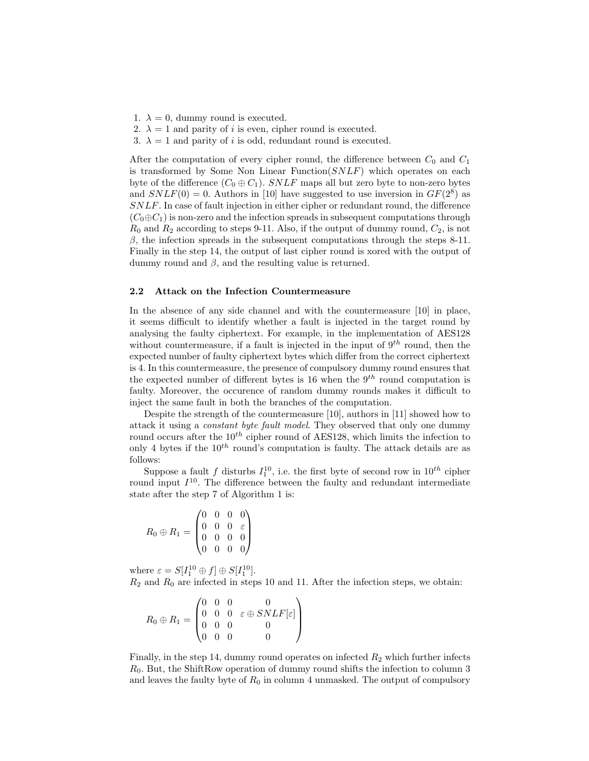1. $\lambda = 0$, dummy round is executed.
2. $\lambda = 1$ and parity of $i$ is even, cipher round is executed.
3. $\lambda = 1$ and parity of $i$ is odd, redundant round is executed.

After the computation of every cipher round, the difference between $C_0$ and $C_1$ is transformed by Some Non Linear Function($SNLF$) which operates on each byte of the difference ($C_0 \oplus C_1$). $SNLF$ maps all but zero byte to non-zero bytes and $SNLF(0) = 0$. Authors in [10] have suggested to use inversion in $GF(2^8)$ as $SNLF$. In case of fault injection in either cipher or redundant round, the difference ($C_0 \oplus C_1$) is non-zero and the infection spreads in subsequent computations through $R_0$ and $R_2$ according to steps 9-11. Also, if the output of dummy round, $C_2$, is not $\beta$, the infection spreads in the subsequent computations through the steps 8-11. Finally in the step 14, the output of last cipher round is xored with the output of dummy round and $\beta$, and the resulting value is returned.

### 2.2 Attack on the Infection Countermeasure

In the absence of any side channel and with the countermeasure [10] in place, it seems difficult to identify whether a fault is injected in the target round by analysing the faulty ciphertext. For example, in the implementation of AES128 without countermeasure, if a fault is injected in the input of $9^{th}$ round, then the expected number of faulty ciphertext bytes which differ from the correct ciphertext is 4. In this countermeasure, the presence of compulsory dummy round ensures that the expected number of different bytes is 16 when the $9^{th}$ round computation is faulty. Moreover, the occurence of random dummy rounds makes it difficult to inject the same fault in both the branches of the computation.

Despite the strength of the countermeasure [10], authors in [11] showed how to attack it using a *constant byte fault model*. They observed that only one dummy round occurs after the $10^{th}$ cipher round of AES128, which limits the infection to only 4 bytes if the $10^{th}$ round's computation is faulty. The attack details are as follows:

Suppose a fault $f$ disturbs $I_1^{10}$, i.e. the first byte of second row in $10^{th}$ cipher round input $I^{10}$. The difference between the faulty and redundant intermediate state after the step 7 of Algorithm 1 is:

$$R_0 \oplus R_1 = \begin{pmatrix} 0 & 0 & 0 & 0 \\ 0 & 0 & 0 & \varepsilon \\ 0 & 0 & 0 & 0 \\ 0 & 0 & 0 & 0 \end{pmatrix}$$

where $\varepsilon = S[I_1^{10} \oplus f] \oplus S[I_1^{10}]$.
$R_2$ and $R_0$ are infected in steps 10 and 11. After the infection steps, we obtain:

$$R_0 \oplus R_1 = \begin{pmatrix} 0 & 0 & 0 & 0 \\ 0 & 0 & 0 & \varepsilon \oplus SNLF[\varepsilon] \\ 0 & 0 & 0 & 0 \\ 0 & 0 & 0 & 0 \end{pmatrix}$$

Finally, in the step 14, dummy round operates on infected $R_2$ which further infects $R_0$. But, the ShiftRow operation of dummy round shifts the infection to column 3 and leaves the faulty byte of $R_0$ in column 4 unmasked. The output of compulsory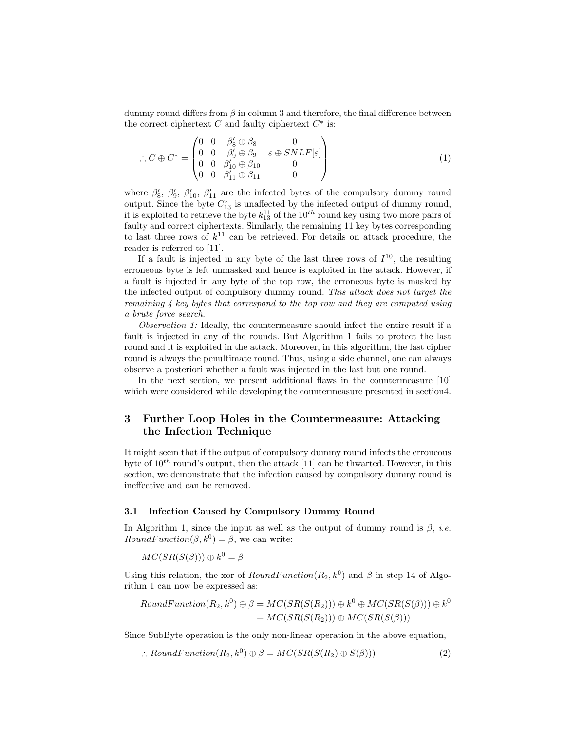dummy round differs from $\beta$ in column 3 and therefore, the final difference between the correct ciphertext $C$ and faulty ciphertext $C^*$ is:

$$\therefore C \oplus C^* = \begin{pmatrix} 0 & 0 & \beta'_8 \oplus \beta_8 & 0 \\ 0 & 0 & \beta'_9 \oplus \beta_9 & \varepsilon \oplus SNLF[\varepsilon] \\ 0 & 0 & \beta'_{10} \oplus \beta_{10} & 0 \\ 0 & 0 & \beta'_{11} \oplus \beta_{11} & 0 \end{pmatrix} \tag{1}$$

where $\beta'_8$, $\beta'_9$, $\beta'_{10}$, $\beta'_{11}$ are the infected bytes of the compulsory dummy round output. Since the byte $C^*_{13}$ is unaffected by the infected output of dummy round, it is exploited to retrieve the byte $k^{11}_{13}$ of the $10^{th}$ round key using two more pairs of faulty and correct ciphertexts. Similarly, the remaining 11 key bytes corresponding to last three rows of $k^{11}$ can be retrieved. For details on attack procedure, the reader is referred to [11].

If a fault is injected in any byte of the last three rows of $I^{10}$, the resulting erroneous byte is left unmasked and hence is exploited in the attack. However, if a fault is injected in any byte of the top row, the erroneous byte is masked by the infected output of compulsory dummy round. *This attack does not target the remaining 4 key bytes that correspond to the top row and they are computed using a brute force search.*

*Observation 1:* Ideally, the countermeasure should infect the entire result if a fault is injected in any of the rounds. But Algorithm 1 fails to protect the last round and it is exploited in the attack. Moreover, in this algorithm, the last cipher round is always the penultimate round. Thus, using a side channel, one can always observe a posteriori whether a fault was injected in the last but one round.

In the next section, we present additional flaws in the countermeasure [10] which were considered while developing the countermeasure presented in section4.

## 3 Further Loop Holes in the Countermeasure: Attacking the Infection Technique

It might seem that if the output of compulsory dummy round infects the erroneous byte of $10^{th}$ round's output, then the attack [11] can be thwarted. However, in this section, we demonstrate that the infection caused by compulsory dummy round is ineffective and can be removed.

### 3.1 Infection Caused by Compulsory Dummy Round

In Algorithm 1, since the input as well as the output of dummy round is $\beta$, *i.e.* $RoundFunction(\beta, k^0) = \beta$, we can write:

$$MC(SR(S(\beta))) \oplus k^0 = \beta$$

Using this relation, the xor of $RoundFunction(R_2, k^0)$ and $\beta$ in step 14 of Algorithm 1 can now be expressed as:

$$\begin{aligned} RoundFunction(R_2, k^0) \oplus \beta &= MC(SR(S(R_2))) \oplus k^0 \oplus MC(SR(S(\beta))) \oplus k^0 \\ &= MC(SR(S(R_2))) \oplus MC(SR(S(\beta))) \end{aligned}$$

Since SubByte operation is the only non-linear operation in the above equation,

$$\therefore RoundFunction(R_2, k^0) \oplus \beta = MC(SR(S(R_2) \oplus S(\beta))) \tag{2}$$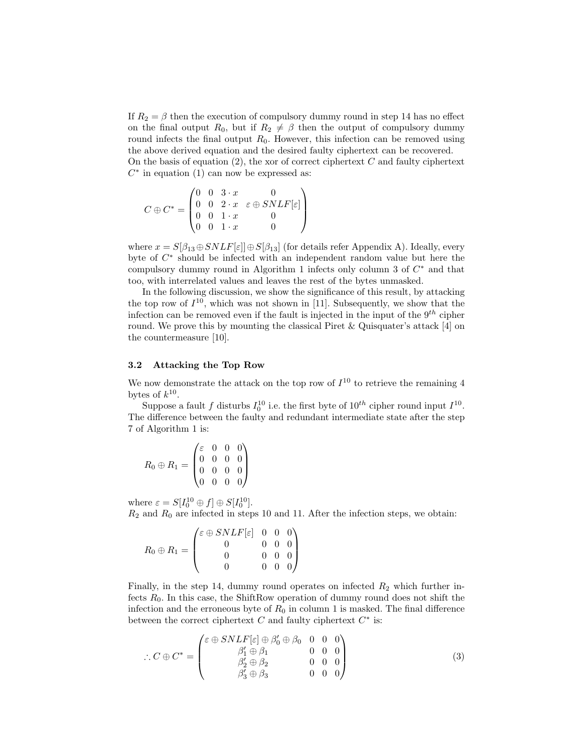If $R_2 = \beta$ then the execution of compulsory dummy round in step 14 has no effect on the final output $R_0$, but if $R_2 \neq \beta$ then the output of compulsory dummy round infects the final output $R_0$. However, this infection can be removed using the above derived equation and the desired faulty ciphertext can be recovered.
On the basis of equation (2), the xor of correct ciphertext $C$ and faulty ciphertext $C^*$ in equation (1) can now be expressed as:

$$C \oplus C^* = \begin{pmatrix} 0 & 0 & 3 \cdot x & 0 \\ 0 & 0 & 2 \cdot x & \varepsilon \oplus SNLF[\varepsilon] \\ 0 & 0 & 1 \cdot x & 0 \\ 0 & 0 & 1 \cdot x & 0 \end{pmatrix}$$

where $x = S[\beta_{13} \oplus SNLF[\varepsilon]] \oplus S[\beta_{13}]$ (for details refer Appendix A). Ideally, every byte of $C^*$ should be infected with an independent random value but here the compulsory dummy round in Algorithm 1 infects only column 3 of $C^*$ and that too, with interrelated values and leaves the rest of the bytes unmasked.

In the following discussion, we show the significance of this result, by attacking the top row of $I^{10}$, which was not shown in [11]. Subsequently, we show that the infection can be removed even if the fault is injected in the input of the $9^{th}$ cipher round. We prove this by mounting the classical Piret & Quisquater's attack [4] on the countermeasure [10].

### 3.2 Attacking the Top Row

We now demonstrate the attack on the top row of $I^{10}$ to retrieve the remaining 4 bytes of $k^{10}$.

Suppose a fault $f$ disturbs $I^{10}_0$ i.e. the first byte of $10^{th}$ cipher round input $I^{10}$. The difference between the faulty and redundant intermediate state after the step 7 of Algorithm 1 is:

$$R_0 \oplus R_1 = \begin{pmatrix} \varepsilon & 0 & 0 & 0 \\ 0 & 0 & 0 & 0 \\ 0 & 0 & 0 & 0 \\ 0 & 0 & 0 & 0 \end{pmatrix}$$

where $\varepsilon = S[I^{10}_0 \oplus f] \oplus S[I^{10}_0]$.
$R_2$ and $R_0$ are infected in steps 10 and 11. After the infection steps, we obtain:

$$R_0 \oplus R_1 = \begin{pmatrix} \varepsilon \oplus SNLF[\varepsilon] & 0 & 0 & 0 \\ 0 & 0 & 0 & 0 \\ 0 & 0 & 0 & 0 \\ 0 & 0 & 0 & 0 \end{pmatrix}$$

Finally, in the step 14, dummy round operates on infected $R_2$ which further infects $R_0$. In this case, the ShiftRow operation of dummy round does not shift the infection and the erroneous byte of $R_0$ in column 1 is masked. The final difference between the correct ciphertext $C$ and faulty ciphertext $C^*$ is:

$$\therefore C \oplus C^* = \begin{pmatrix} \varepsilon \oplus SNLF[\varepsilon] \oplus \beta'_0 \oplus \beta_0 & 0 & 0 & 0 \\ \beta'_1 \oplus \beta_1 & 0 & 0 & 0 \\ \beta'_2 \oplus \beta_2 & 0 & 0 & 0 \\ \beta'_3 \oplus \beta_3 & 0 & 0 & 0 \end{pmatrix} \quad (3)$$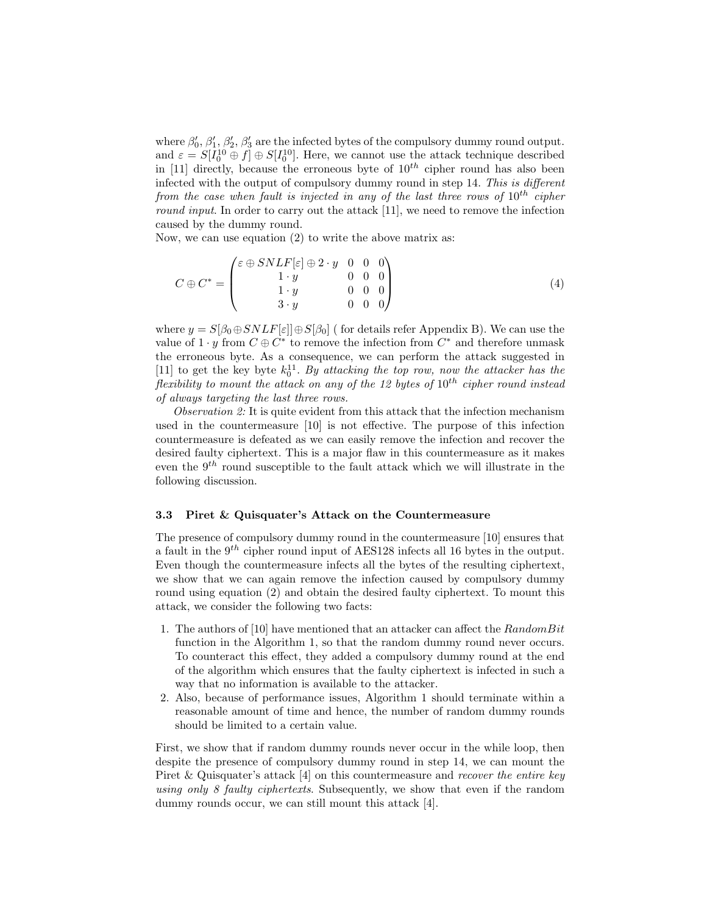where $\beta_0'$, $\beta_1'$, $\beta_2'$, $\beta_3'$ are the infected bytes of the compulsory dummy round output. and $\varepsilon = S[I_0^{10} \oplus f] \oplus S[I_0^{10}]$. Here, we cannot use the attack technique described in [11] directly, because the erroneous byte of $10^{th}$ cipher round has also been infected with the output of compulsory dummy round in step 14. *This is different from the case when fault is injected in any of the last three rows of* $10^{th}$ *cipher round input*. In order to carry out the attack [11], we need to remove the infection caused by the dummy round.

Now, we can use equation (2) to write the above matrix as:

$$C \oplus C^* = \begin{pmatrix} \varepsilon \oplus SNLF[\varepsilon] \oplus 2 \cdot y & 0 & 0 & 0 \\ 1 \cdot y & 0 & 0 & 0 \\ 1 \cdot y & 0 & 0 & 0 \\ 3 \cdot y & 0 & 0 & 0 \end{pmatrix} \tag{4}$$

where $y = S[\beta_0 \oplus SNLF[\varepsilon]] \oplus S[\beta_0]$ ( for details refer Appendix B). We can use the value of $1 \cdot y$ from $C \oplus C^*$ to remove the infection from $C^*$ and therefore unmask the erroneous byte. As a consequence, we can perform the attack suggested in [11] to get the key byte $k_0^{11}$. *By attacking the top row, now the attacker has the flexibility to mount the attack on any of the 12 bytes of* $10^{th}$ *cipher round instead of always targeting the last three rows.*

*Observation 2:* It is quite evident from this attack that the infection mechanism used in the countermeasure [10] is not effective. The purpose of this infection countermeasure is defeated as we can easily remove the infection and recover the desired faulty ciphertext. This is a major flaw in this countermeasure as it makes even the $9^{th}$ round susceptible to the fault attack which we will illustrate in the following discussion.

### 3.3 Piret & Quisquater's Attack on the Countermeasure

The presence of compulsory dummy round in the countermeasure [10] ensures that a fault in the $9^{th}$ cipher round input of AES128 infects all 16 bytes in the output. Even though the countermeasure infects all the bytes of the resulting ciphertext, we show that we can again remove the infection caused by compulsory dummy round using equation (2) and obtain the desired faulty ciphertext. To mount this attack, we consider the following two facts:

1. The authors of [10] have mentioned that an attacker can affect the *RandomBit* function in the Algorithm 1, so that the random dummy round never occurs. To counteract this effect, they added a compulsory dummy round at the end of the algorithm which ensures that the faulty ciphertext is infected in such a way that no information is available to the attacker.
2. Also, because of performance issues, Algorithm 1 should terminate within a reasonable amount of time and hence, the number of random dummy rounds should be limited to a certain value.

First, we show that if random dummy rounds never occur in the while loop, then despite the presence of compulsory dummy round in step 14, we can mount the Piret & Quisquater's attack [4] on this countermeasure and *recover the entire key using only 8 faulty ciphertexts.* Subsequently, we show that even if the random dummy rounds occur, we can still mount this attack [4].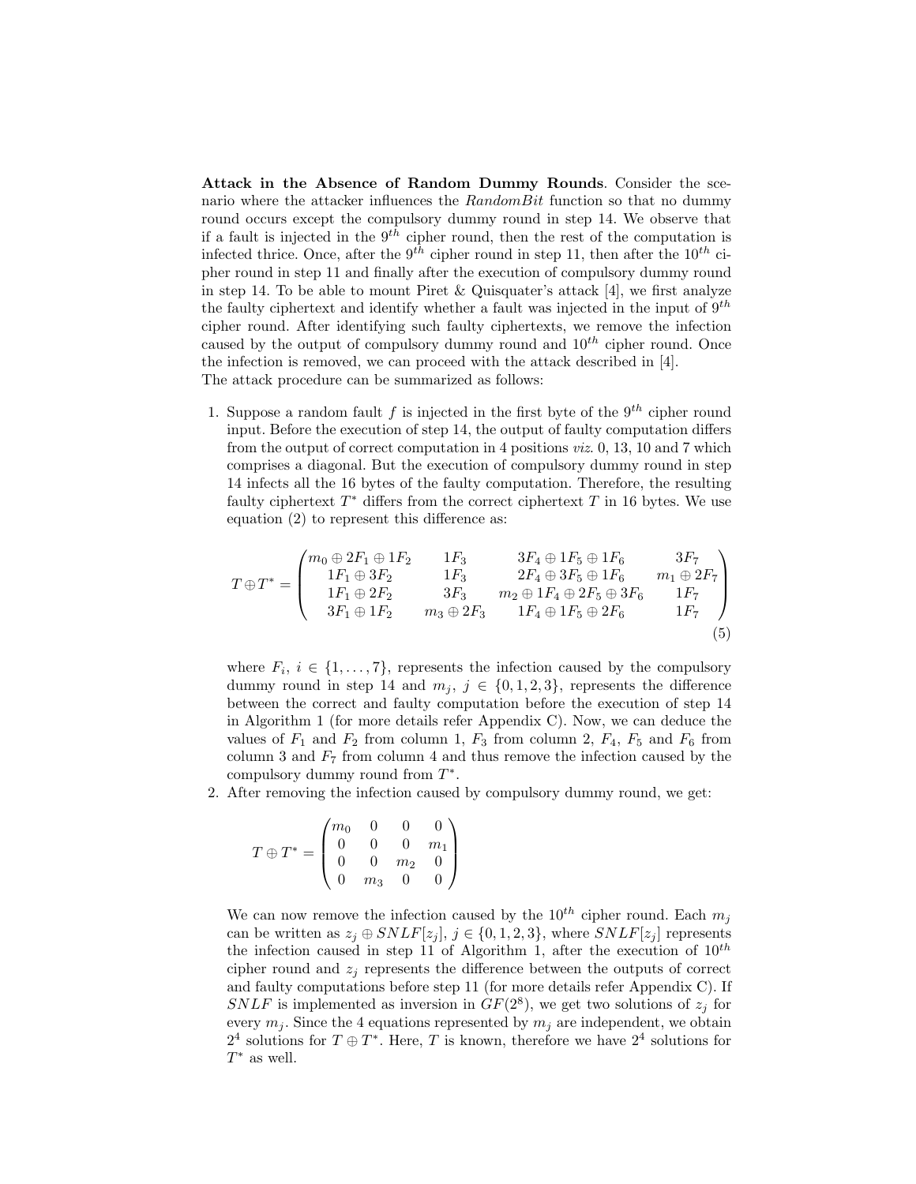**Attack in the Absence of Random Dummy Rounds**. Consider the scenario where the attacker influences the *RandomBit* function so that no dummy round occurs except the compulsory dummy round in step 14. We observe that if a fault is injected in the $9^{th}$ cipher round, then the rest of the computation is infected thrice. Once, after the $9^{th}$ cipher round in step 11, then after the $10^{th}$ cipher round in step 11 and finally after the execution of compulsory dummy round in step 14. To be able to mount Piret & Quisquater's attack [4], we first analyze the faulty ciphertext and identify whether a fault was injected in the input of $9^{th}$ cipher round. After identifying such faulty ciphertexts, we remove the infection caused by the output of compulsory dummy round and $10^{th}$ cipher round. Once the infection is removed, we can proceed with the attack described in [4].
The attack procedure can be summarized as follows:

1. Suppose a random fault $f$ is injected in the first byte of the $9^{th}$ cipher round input. Before the execution of step 14, the output of faulty computation differs from the output of correct computation in 4 positions *viz.* 0, 13, 10 and 7 which comprises a diagonal. But the execution of compulsory dummy round in step 14 infects all the 16 bytes of the faulty computation. Therefore, the resulting faulty ciphertext $T^*$ differs from the correct ciphertext $T$ in 16 bytes. We use equation (2) to represent this difference as:

$$T \oplus T^* = \begin{pmatrix} m_0 \oplus 2F_1 \oplus 1F_2 & 1F_3 & 3F_4 \oplus 1F_5 \oplus 1F_6 & 3F_7 \\ 1F_1 \oplus 3F_2 & 1F_3 & 2F_4 \oplus 3F_5 \oplus 1F_6 & m_1 \oplus 2F_7 \\ 1F_1 \oplus 2F_2 & 3F_3 & m_2 \oplus 1F_4 \oplus 2F_5 \oplus 3F_6 & 1F_7 \\ 3F_1 \oplus 1F_2 & m_3 \oplus 2F_3 & 1F_4 \oplus 1F_5 \oplus 2F_6 & 1F_7 \end{pmatrix} \quad (5)$$

   where $F_i$, $i \in \{1, \ldots, 7\}$, represents the infection caused by the compulsory dummy round in step 14 and $m_j$, $j \in \{0, 1, 2, 3\}$, represents the difference between the correct and faulty computation before the execution of step 14 in Algorithm 1 (for more details refer Appendix C). Now, we can deduce the values of $F_1$ and $F_2$ from column 1, $F_3$ from column 2, $F_4$, $F_5$ and $F_6$ from column 3 and $F_7$ from column 4 and thus remove the infection caused by the compulsory dummy round from $T^*$.

2. After removing the infection caused by compulsory dummy round, we get:

$$T \oplus T^* = \begin{pmatrix} m_0 & 0 & 0 & 0 \\ 0 & 0 & 0 & m_1 \\ 0 & 0 & m_2 & 0 \\ 0 & m_3 & 0 & 0 \end{pmatrix}$$

   We can now remove the infection caused by the $10^{th}$ cipher round. Each $m_j$ can be written as $z_j \oplus SNLF[z_j]$, $j \in \{0, 1, 2, 3\}$, where $SNLF[z_j]$ represents the infection caused in step 11 of Algorithm 1, after the execution of $10^{th}$ cipher round and $z_j$ represents the difference between the outputs of correct and faulty computations before step 11 (for more details refer Appendix C). If $SNLF$ is implemented as inversion in $GF(2^8)$, we get two solutions of $z_j$ for every $m_j$. Since the 4 equations represented by $m_j$ are independent, we obtain $2^4$ solutions for $T \oplus T^*$. Here, $T$ is known, therefore we have $2^4$ solutions for $T^*$ as well.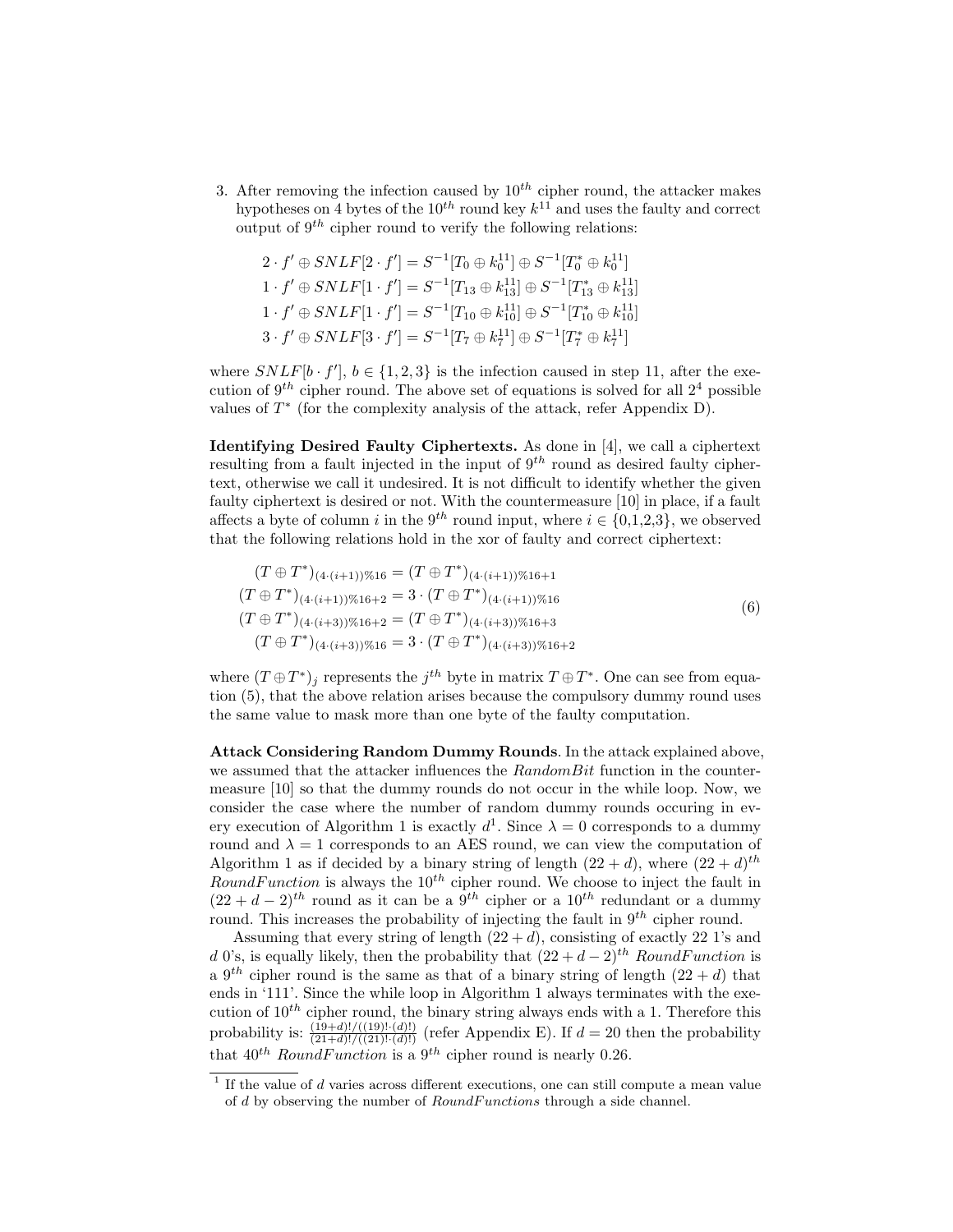3. After removing the infection caused by $10^{th}$ cipher round, the attacker makes hypotheses on 4 bytes of the $10^{th}$ round key $k^{11}$ and uses the faulty and correct output of $9^{th}$ cipher round to verify the following relations:

$$
\begin{aligned}
2 \cdot f' \oplus SNLF[2 \cdot f'] &= S^{-1}[T_0 \oplus k_0^{11}] \oplus S^{-1}[T_0^* \oplus k_0^{11}] \\
1 \cdot f' \oplus SNLF[1 \cdot f'] &= S^{-1}[T_{13} \oplus k_{13}^{11}] \oplus S^{-1}[T_{13}^* \oplus k_{13}^{11}] \\
1 \cdot f' \oplus SNLF[1 \cdot f'] &= S^{-1}[T_{10} \oplus k_{10}^{11}] \oplus S^{-1}[T_{10}^* \oplus k_{10}^{11}] \\
3 \cdot f' \oplus SNLF[3 \cdot f'] &= S^{-1}[T_7 \oplus k_7^{11}] \oplus S^{-1}[T_7^* \oplus k_7^{11}]
\end{aligned}
$$

where $SNLF[b \cdot f']$, $b \in \{1, 2, 3\}$ is the infection caused in step 11, after the execution of $9^{th}$ cipher round. The above set of equations is solved for all $2^4$ possible values of $T^*$ (for the complexity analysis of the attack, refer Appendix D).

**Identifying Desired Faulty Ciphertexts.** As done in [4], we call a ciphertext resulting from a fault injected in the input of $9^{th}$ round as desired faulty ciphertext, otherwise we call it undesired. It is not difficult to identify whether the given faulty ciphertext is desired or not. With the countermeasure [10] in place, if a fault affects a byte of column $i$ in the $9^{th}$ round input, where $i \in \{0,1,2,3\}$, we observed that the following relations hold in the xor of faulty and correct ciphertext:

$$
\begin{aligned}
(T \oplus T^*)_{(4 \cdot (i+1))\%16} &= (T \oplus T^*)_{(4 \cdot (i+1))\%16+1} \\
(T \oplus T^*)_{(4 \cdot (i+1))\%16+2} &= 3 \cdot (T \oplus T^*)_{(4 \cdot (i+1))\%16} \\
(T \oplus T^*)_{(4 \cdot (i+3))\%16+2} &= (T \oplus T^*)_{(4 \cdot (i+3))\%16+3} \\
(T \oplus T^*)_{(4 \cdot (i+3))\%16} &= 3 \cdot (T \oplus T^*)_{(4 \cdot (i+3))\%16+2}
\end{aligned}
\tag{6}
$$

where $(T \oplus T^*)_j$ represents the $j^{th}$ byte in matrix $T \oplus T^*$. One can see from equation (5), that the above relation arises because the compulsory dummy round uses the same value to mask more than one byte of the faulty computation.

**Attack Considering Random Dummy Rounds**. In the attack explained above, we assumed that the attacker influences the *RandomBit* function in the countermeasure [10] so that the dummy rounds do not occur in the while loop. Now, we consider the case where the number of random dummy rounds occuring in every execution of Algorithm 1 is exactly $d$[1]. Since $\lambda = 0$ corresponds to a dummy round and $\lambda = 1$ corresponds to an AES round, we can view the computation of Algorithm 1 as if decided by a binary string of length $(22 + d)$, where $(22 + d)^{th}$ *RoundFunction* is always the $10^{th}$ cipher round. We choose to inject the fault in $(22 + d - 2)^{th}$ round as it can be a $9^{th}$ cipher or a $10^{th}$ redundant or a dummy round. This increases the probability of injecting the fault in $9^{th}$ cipher round.

Assuming that every string of length $(22 + d)$, consisting of exactly 22 1's and $d$ 0's, is equally likely, then the probability that $(22 + d - 2)^{th}$ *RoundFunction* is a $9^{th}$ cipher round is the same as that of a binary string of length $(22 + d)$ that ends in '111'. Since the while loop in Algorithm 1 always terminates with the execution of $10^{th}$ cipher round, the binary string always ends with a 1. Therefore this probability is: $\frac{(19+d)!/((19)! \cdot (d)!)}{(21+d)!/((21)! \cdot (d)!)}$ (refer Appendix E). If $d = 20$ then the probability that $40^{th}$ *RoundFunction* is a $9^{th}$ cipher round is nearly 0.26.

[1] If the value of $d$ varies across different executions, one can still compute a mean value of $d$ by observing the number of *RoundFunctions* through a side channel.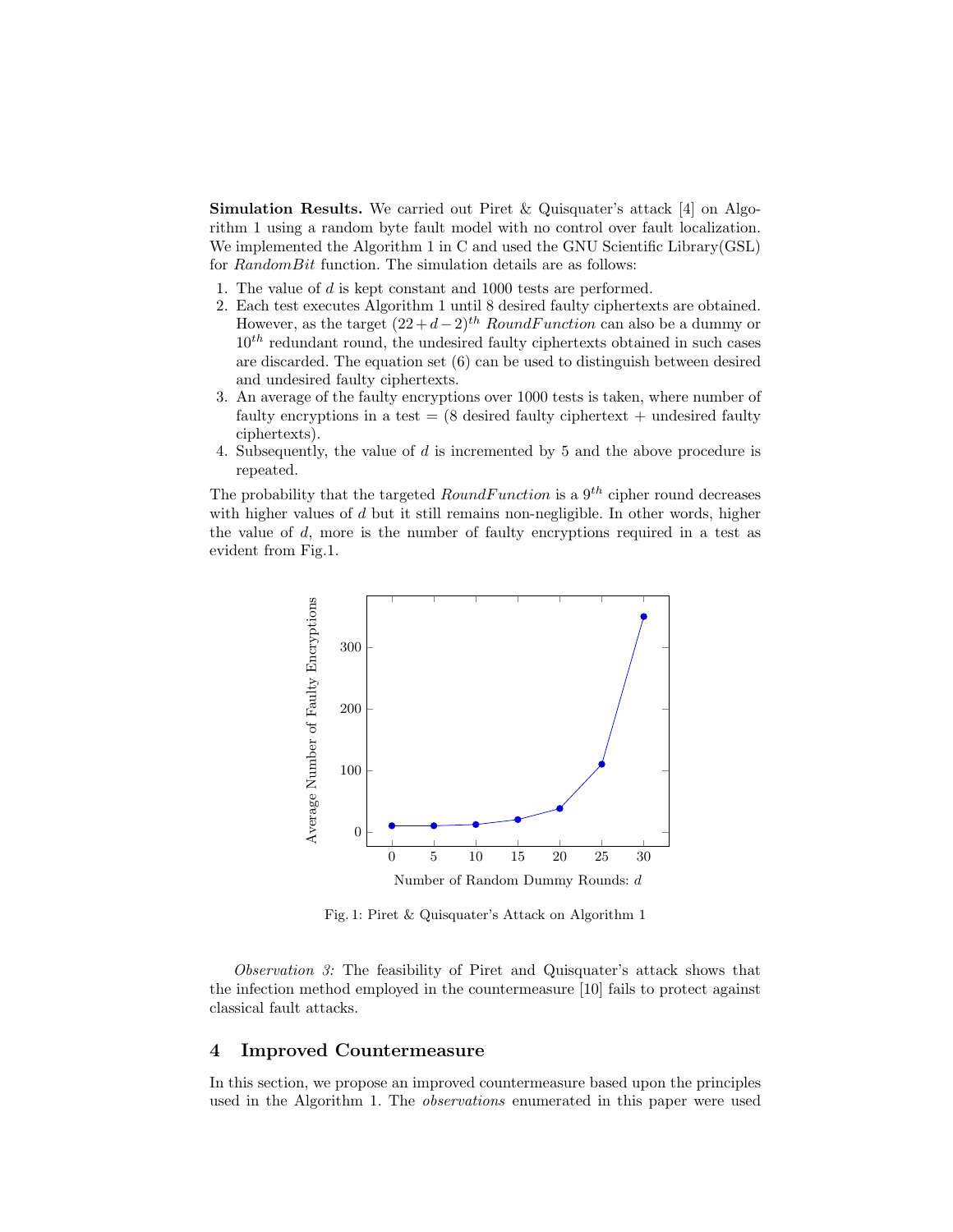**Simulation Results.** We carried out Piret & Quisquater's attack [4] on Algorithm 1 using a random byte fault model with no control over fault localization. We implemented the Algorithm 1 in C and used the GNU Scientific Library(GSL) for *RandomBit* function. The simulation details are as follows:

1. The value of $d$ is kept constant and 1000 tests are performed.
2. Each test executes Algorithm 1 until 8 desired faulty ciphertexts are obtained. However, as the target $(22+d-2)^{th}$ *RoundFunction* can also be a dummy or $10^{th}$ redundant round, the undesired faulty ciphertexts obtained in such cases are discarded. The equation set (6) can be used to distinguish between desired and undesired faulty ciphertexts.
3. An average of the faulty encryptions over 1000 tests is taken, where number of faulty encryptions in a test = (8 desired faulty ciphertext + undesired faulty ciphertexts).
4. Subsequently, the value of $d$ is incremented by 5 and the above procedure is repeated.

The probability that the targeted *RoundFunction* is a $9^{th}$ cipher round decreases with higher values of $d$ but it still remains non-negligible. In other words, higher the value of $d$, more is the number of faulty encryptions required in a test as evident from Fig.1.

Fig. 1: Piret & Quisquater's Attack on Algorithm 1

*Observation 3:* The feasibility of Piret and Quisquater's attack shows that the infection method employed in the countermeasure [10] fails to protect against classical fault attacks.

## 4 Improved Countermeasure

In this section, we propose an improved countermeasure based upon the principles used in the Algorithm 1. The *observations* enumerated in this paper were used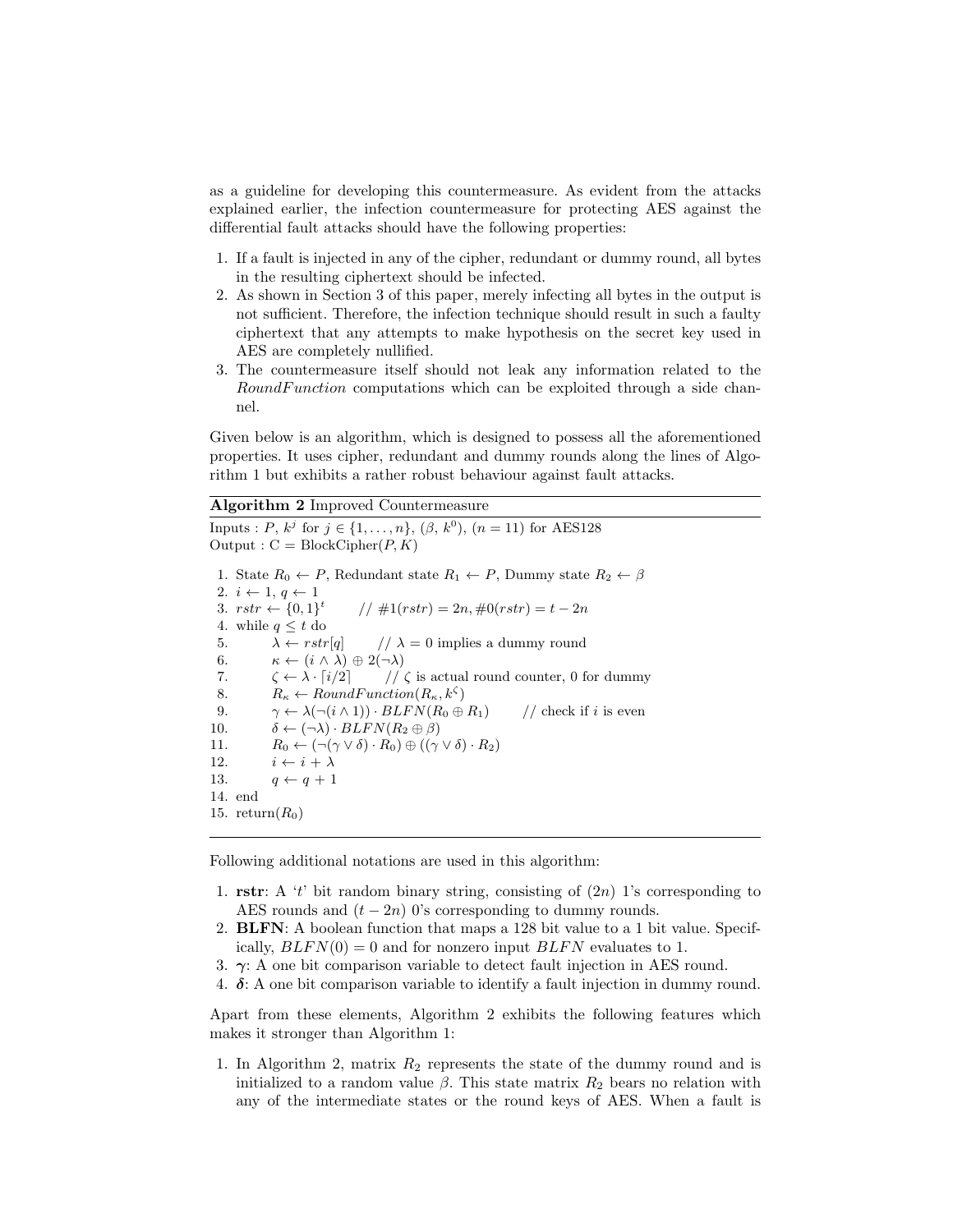as a guideline for developing this countermeasure. As evident from the attacks explained earlier, the infection countermeasure for protecting AES against the differential fault attacks should have the following properties:

1. If a fault is injected in any of the cipher, redundant or dummy round, all bytes in the resulting ciphertext should be infected.
2. As shown in Section 3 of this paper, merely infecting all bytes in the output is not sufficient. Therefore, the infection technique should result in such a faulty ciphertext that any attempts to make hypothesis on the secret key used in AES are completely nullified.
3. The countermeasure itself should not leak any information related to the *RoundFunction* computations which can be exploited through a side channel.

Given below is an algorithm, which is designed to possess all the aforementioned properties. It uses cipher, redundant and dummy rounds along the lines of Algorithm 1 but exhibits a rather robust behaviour against fault attacks.

**Algorithm 2** Improved Countermeasure

Inputs : $P$, $k^j$ for $j \in \{1, \ldots, n\}$, $(\beta, k^0)$, $(n = 11)$ for AES128
Output : C = BlockCipher($P, K$)

```
 1. State R_0 ← P, Redundant state R_1 ← P, Dummy state R_2 ← β
 2. i ← 1, q ← 1
 3. rstr ← {0,1}^t        // #1(rstr) = 2n, #0(rstr) = t − 2n
 4. while q ≤ t do
 5.     λ ← rstr[q]       // λ = 0 implies a dummy round
 6.     κ ← (i ∧ λ) ⊕ 2(¬λ)
 7.     ζ ← λ · ⌈i/2⌉      // ζ is actual round counter, 0 for dummy
 8.     R_κ ← RoundFunction(R_κ, k^ζ)
 9.     γ ← λ(¬(i ∧ 1)) · BLFN(R_0 ⊕ R_1)      // check if i is even
10.     δ ← (¬λ) · BLFN(R_2 ⊕ β)
11.     R_0 ← (¬(γ ∨ δ) · R_0) ⊕ ((γ ∨ δ) · R_2)
12.     i ← i + λ
13.     q ← q + 1
14. end
15. return(R_0)
```

Following additional notations are used in this algorithm:

1. **rstr**: A '$t$' bit random binary string, consisting of $(2n)$ 1's corresponding to AES rounds and $(t - 2n)$ 0's corresponding to dummy rounds.
2. **BLFN**: A boolean function that maps a 128 bit value to a 1 bit value. Specifically, $BLFN(0) = 0$ and for nonzero input $BLFN$ evaluates to 1.
3. $\boldsymbol{\gamma}$: A one bit comparison variable to detect fault injection in AES round.
4. $\boldsymbol{\delta}$: A one bit comparison variable to identify a fault injection in dummy round.

Apart from these elements, Algorithm 2 exhibits the following features which makes it stronger than Algorithm 1:

1. In Algorithm 2, matrix $R_2$ represents the state of the dummy round and is initialized to a random value $\beta$. This state matrix $R_2$ bears no relation with any of the intermediate states or the round keys of AES. When a fault is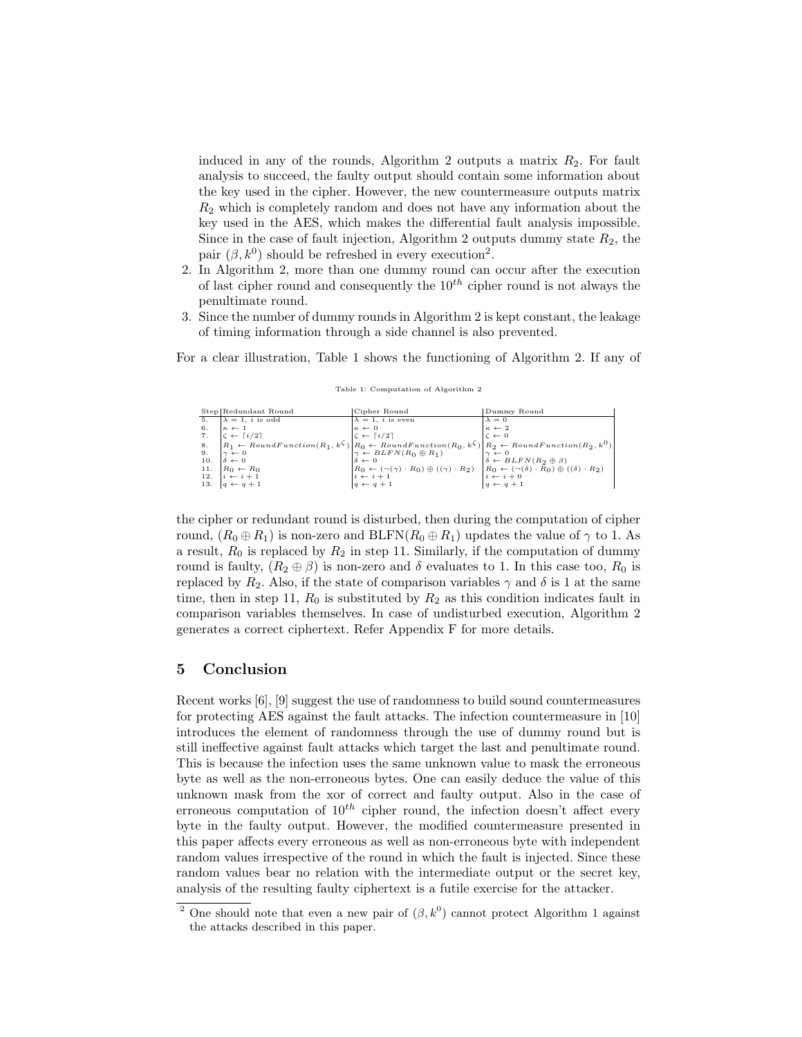induced in any of the rounds, Algorithm 2 outputs a matrix $R_2$. For fault analysis to succeed, the faulty output should contain some information about the key used in the cipher. However, the new countermeasure outputs matrix $R_2$ which is completely random and does not have any information about the key used in the AES, which makes the differential fault analysis impossible. Since in the case of fault injection, Algorithm 2 outputs dummy state $R_2$, the pair $(\beta, k^0)$ should be refreshed in every execution[2].

2. In Algorithm 2, more than one dummy round can occur after the execution of last cipher round and consequently the $10^{th}$ cipher round is not always the penultimate round.
3. Since the number of dummy rounds in Algorithm 2 is kept constant, the leakage of timing information through a side channel is also prevented.

For a clear illustration, Table 1 shows the functioning of Algorithm 2. If any of

Table 1: Computation of Algorithm 2

| Step | Redundant Round | Cipher Round | Dummy Round |
|---|---|---|---|
| 5. | $\lambda = 1$, $i$ is odd | $\lambda = 1$, $i$ is even | $\lambda = 0$ |
| 6. | $\kappa \leftarrow 1$ | $\kappa \leftarrow 0$ | $\kappa \leftarrow 2$ |
| 7. | $\zeta \leftarrow \lceil i/2 \rceil$ | $\zeta \leftarrow \lceil i/2 \rceil$ | $\zeta \leftarrow 0$ |
| 8. | $R_1 \leftarrow RoundFunction(R_1, k^{\zeta})$ | $R_0 \leftarrow RoundFunction(R_0, k^{\zeta})$ | $R_2 \leftarrow RoundFunction(R_2, k^0)$ |
| 9. | $\gamma \leftarrow 0$ | $\gamma \leftarrow BLFN(R_0 \oplus R_1)$ | $\gamma \leftarrow 0$ |
| 10. | $\delta \leftarrow 0$ | $\delta \leftarrow 0$ | $\delta \leftarrow BLFN(R_2 \oplus \beta)$ |
| 11. | $R_0 \leftarrow R_0$ | $R_0 \leftarrow (\neg(\gamma) \cdot R_0) \oplus ((\gamma) \cdot R_2)$ | $R_0 \leftarrow (\neg(\delta) \cdot R_0) \oplus ((\delta) \cdot R_2)$ |
| 12. | $i \leftarrow i + 1$ | $i \leftarrow i + 1$ | $i \leftarrow i + 0$ |
| 13. | $q \leftarrow q + 1$ | $q \leftarrow q + 1$ | $q \leftarrow q + 1$ |

the cipher or redundant round is disturbed, then during the computation of cipher round, $(R_0 \oplus R_1)$ is non-zero and BLFN$(R_0 \oplus R_1)$ updates the value of $\gamma$ to 1. As a result, $R_0$ is replaced by $R_2$ in step 11. Similarly, if the computation of dummy round is faulty, $(R_2 \oplus \beta)$ is non-zero and $\delta$ evaluates to 1. In this case too, $R_0$ is replaced by $R_2$. Also, if the state of comparison variables $\gamma$ and $\delta$ is 1 at the same time, then in step 11, $R_0$ is substituted by $R_2$ as this condition indicates fault in comparison variables themselves. In case of undisturbed execution, Algorithm 2 generates a correct ciphertext. Refer Appendix F for more details.

## 5 Conclusion

Recent works [6], [9] suggest the use of randomness to build sound countermeasures for protecting AES against the fault attacks. The infection countermeasure in [10] introduces the element of randomness through the use of dummy round but is still ineffective against fault attacks which target the last and penultimate round. This is because the infection uses the same unknown value to mask the erroneous byte as well as the non-erroneous bytes. One can easily deduce the value of this unknown mask from the xor of correct and faulty output. Also in the case of erroneous computation of $10^{th}$ cipher round, the infection doesn't affect every byte in the faulty output. However, the modified countermeasure presented in this paper affects every erroneous as well as non-erroneous byte with independent random values irrespective of the round in which the fault is injected. Since these random values bear no relation with the intermediate output or the secret key, analysis of the resulting faulty ciphertext is a futile exercise for the attacker.

[2] One should note that even a new pair of $(\beta, k^0)$ cannot protect Algorithm 1 against the attacks described in this paper.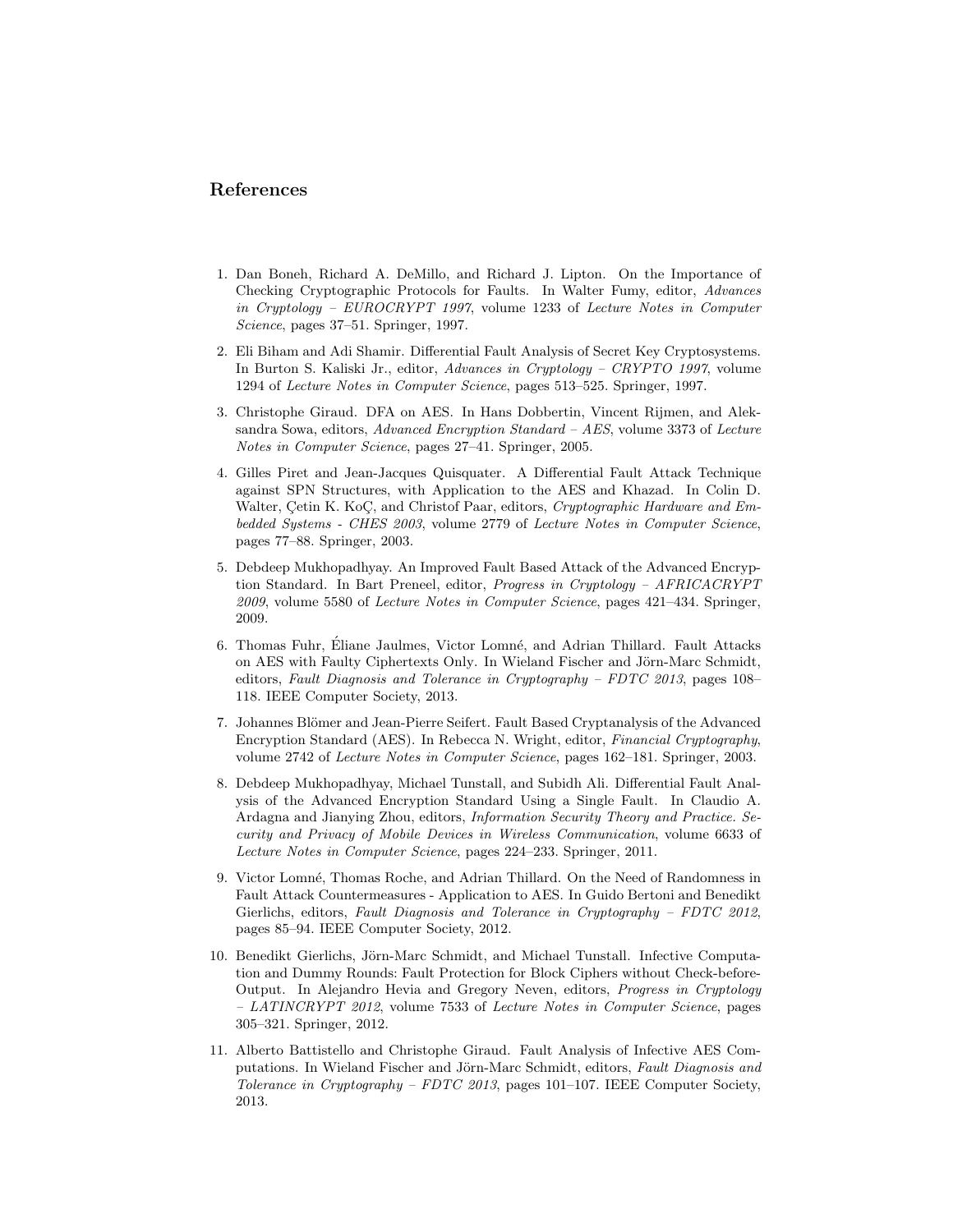## References

1. Dan Boneh, Richard A. DeMillo, and Richard J. Lipton. On the Importance of Checking Cryptographic Protocols for Faults. In Walter Fumy, editor, *Advances in Cryptology – EUROCRYPT 1997*, volume 1233 of *Lecture Notes in Computer Science*, pages 37–51. Springer, 1997.

2. Eli Biham and Adi Shamir. Differential Fault Analysis of Secret Key Cryptosystems. In Burton S. Kaliski Jr., editor, *Advances in Cryptology – CRYPTO 1997*, volume 1294 of *Lecture Notes in Computer Science*, pages 513–525. Springer, 1997.

3. Christophe Giraud. DFA on AES. In Hans Dobbertin, Vincent Rijmen, and Aleksandra Sowa, editors, *Advanced Encryption Standard – AES*, volume 3373 of *Lecture Notes in Computer Science*, pages 27–41. Springer, 2005.

4. Gilles Piret and Jean-Jacques Quisquater. A Differential Fault Attack Technique against SPN Structures, with Application to the AES and Khazad. In Colin D. Walter, Çetin K. KoÇ, and Christof Paar, editors, *Cryptographic Hardware and Embedded Systems - CHES 2003*, volume 2779 of *Lecture Notes in Computer Science*, pages 77–88. Springer, 2003.

5. Debdeep Mukhopadhyay. An Improved Fault Based Attack of the Advanced Encryption Standard. In Bart Preneel, editor, *Progress in Cryptology – AFRICACRYPT 2009*, volume 5580 of *Lecture Notes in Computer Science*, pages 421–434. Springer, 2009.

6. Thomas Fuhr, Éliane Jaulmes, Victor Lomné, and Adrian Thillard. Fault Attacks on AES with Faulty Ciphertexts Only. In Wieland Fischer and Jörn-Marc Schmidt, editors, *Fault Diagnosis and Tolerance in Cryptography – FDTC 2013*, pages 108–118. IEEE Computer Society, 2013.

7. Johannes Blömer and Jean-Pierre Seifert. Fault Based Cryptanalysis of the Advanced Encryption Standard (AES). In Rebecca N. Wright, editor, *Financial Cryptography*, volume 2742 of *Lecture Notes in Computer Science*, pages 162–181. Springer, 2003.

8. Debdeep Mukhopadhyay, Michael Tunstall, and Subidh Ali. Differential Fault Analysis of the Advanced Encryption Standard Using a Single Fault. In Claudio A. Ardagna and Jianying Zhou, editors, *Information Security Theory and Practice. Security and Privacy of Mobile Devices in Wireless Communication*, volume 6633 of *Lecture Notes in Computer Science*, pages 224–233. Springer, 2011.

9. Victor Lomné, Thomas Roche, and Adrian Thillard. On the Need of Randomness in Fault Attack Countermeasures - Application to AES. In Guido Bertoni and Benedikt Gierlichs, editors, *Fault Diagnosis and Tolerance in Cryptography – FDTC 2012*, pages 85–94. IEEE Computer Society, 2012.

10. Benedikt Gierlichs, Jörn-Marc Schmidt, and Michael Tunstall. Infective Computation and Dummy Rounds: Fault Protection for Block Ciphers without Check-before-Output. In Alejandro Hevia and Gregory Neven, editors, *Progress in Cryptology – LATINCRYPT 2012*, volume 7533 of *Lecture Notes in Computer Science*, pages 305–321. Springer, 2012.

11. Alberto Battistello and Christophe Giraud. Fault Analysis of Infective AES Computations. In Wieland Fischer and Jörn-Marc Schmidt, editors, *Fault Diagnosis and Tolerance in Cryptography – FDTC 2013*, pages 101–107. IEEE Computer Society, 2013.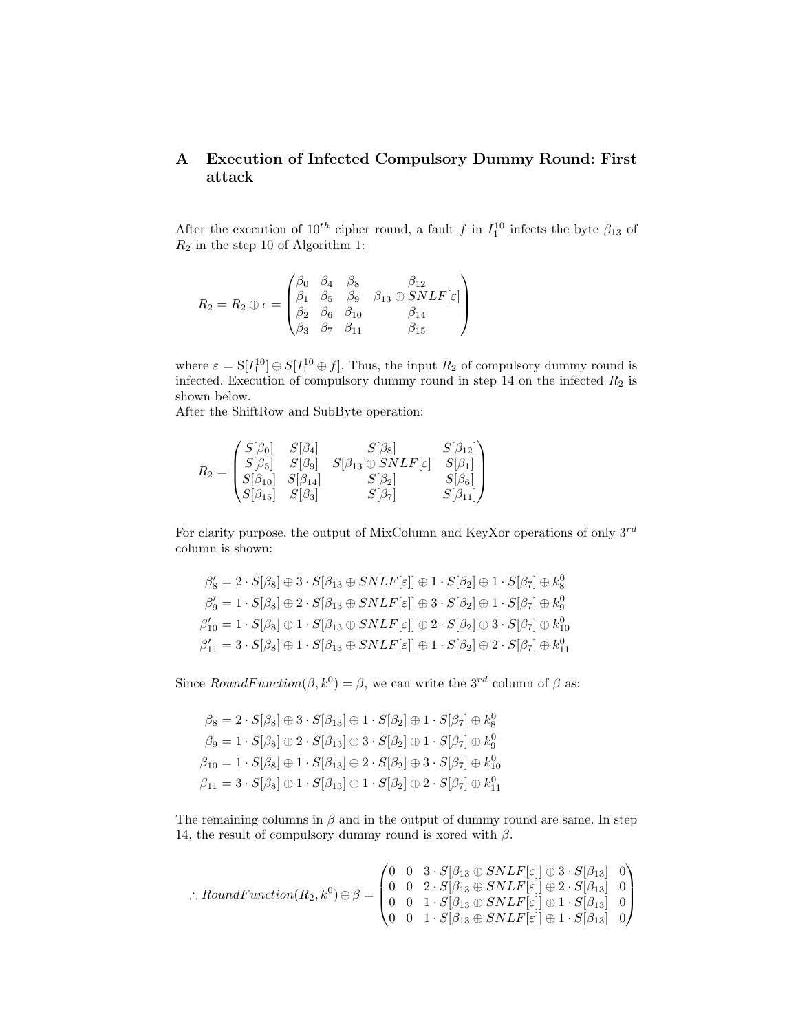# A Execution of Infected Compulsory Dummy Round: First attack

After the execution of $10^{th}$ cipher round, a fault $f$ in $I_1^{10}$ infects the byte $\beta_{13}$ of $R_2$ in the step 10 of Algorithm 1:

$$R_2 = R_2 \oplus \epsilon = \begin{pmatrix} \beta_0 & \beta_4 & \beta_8 & \beta_{12} \\ \beta_1 & \beta_5 & \beta_9 & \beta_{13} \oplus SNLF[\varepsilon] \\ \beta_2 & \beta_6 & \beta_{10} & \beta_{14} \\ \beta_3 & \beta_7 & \beta_{11} & \beta_{15} \end{pmatrix}$$

where $\varepsilon = \mathrm{S}[I_1^{10}] \oplus S[I_1^{10} \oplus f]$. Thus, the input $R_2$ of compulsory dummy round is infected. Execution of compulsory dummy round in step 14 on the infected $R_2$ is shown below.
After the ShiftRow and SubByte operation:

$$R_2 = \begin{pmatrix} S[\beta_0] & S[\beta_4] & S[\beta_8] & S[\beta_{12}] \\ S[\beta_5] & S[\beta_9] & S[\beta_{13} \oplus SNLF[\varepsilon] & S[\beta_1] \\ S[\beta_{10}] & S[\beta_{14}] & S[\beta_2] & S[\beta_6] \\ S[\beta_{15}] & S[\beta_3] & S[\beta_7] & S[\beta_{11}] \end{pmatrix}$$

For clarity purpose, the output of MixColumn and KeyXor operations of only $3^{rd}$ column is shown:

$$\beta_8' = 2 \cdot S[\beta_8] \oplus 3 \cdot S[\beta_{13} \oplus SNLF[\varepsilon]] \oplus 1 \cdot S[\beta_2] \oplus 1 \cdot S[\beta_7] \oplus k_8^0$$
$$\beta_9' = 1 \cdot S[\beta_8] \oplus 2 \cdot S[\beta_{13} \oplus SNLF[\varepsilon]] \oplus 3 \cdot S[\beta_2] \oplus 1 \cdot S[\beta_7] \oplus k_9^0$$
$$\beta_{10}' = 1 \cdot S[\beta_8] \oplus 1 \cdot S[\beta_{13} \oplus SNLF[\varepsilon]] \oplus 2 \cdot S[\beta_2] \oplus 3 \cdot S[\beta_7] \oplus k_{10}^0$$
$$\beta_{11}' = 3 \cdot S[\beta_8] \oplus 1 \cdot S[\beta_{13} \oplus SNLF[\varepsilon]] \oplus 1 \cdot S[\beta_2] \oplus 2 \cdot S[\beta_7] \oplus k_{11}^0$$

Since $RoundFunction(\beta, k^0) = \beta$, we can write the $3^{rd}$ column of $\beta$ as:

$$\beta_8 = 2 \cdot S[\beta_8] \oplus 3 \cdot S[\beta_{13}] \oplus 1 \cdot S[\beta_2] \oplus 1 \cdot S[\beta_7] \oplus k_8^0$$
$$\beta_9 = 1 \cdot S[\beta_8] \oplus 2 \cdot S[\beta_{13}] \oplus 3 \cdot S[\beta_2] \oplus 1 \cdot S[\beta_7] \oplus k_9^0$$
$$\beta_{10} = 1 \cdot S[\beta_8] \oplus 1 \cdot S[\beta_{13}] \oplus 2 \cdot S[\beta_2] \oplus 3 \cdot S[\beta_7] \oplus k_{10}^0$$
$$\beta_{11} = 3 \cdot S[\beta_8] \oplus 1 \cdot S[\beta_{13}] \oplus 1 \cdot S[\beta_2] \oplus 2 \cdot S[\beta_7] \oplus k_{11}^0$$

The remaining columns in $\beta$ and in the output of dummy round are same. In step 14, the result of compulsory dummy round is xored with $\beta$.

$$\therefore RoundFunction(R_2, k^0) \oplus \beta = \begin{pmatrix} 0 & 0 & 3 \cdot S[\beta_{13} \oplus SNLF[\varepsilon]] \oplus 3 \cdot S[\beta_{13}] & 0 \\ 0 & 0 & 2 \cdot S[\beta_{13} \oplus SNLF[\varepsilon]] \oplus 2 \cdot S[\beta_{13}] & 0 \\ 0 & 0 & 1 \cdot S[\beta_{13} \oplus SNLF[\varepsilon]] \oplus 1 \cdot S[\beta_{13}] & 0 \\ 0 & 0 & 1 \cdot S[\beta_{13} \oplus SNLF[\varepsilon]] \oplus 1 \cdot S[\beta_{13}] & 0 \end{pmatrix}$$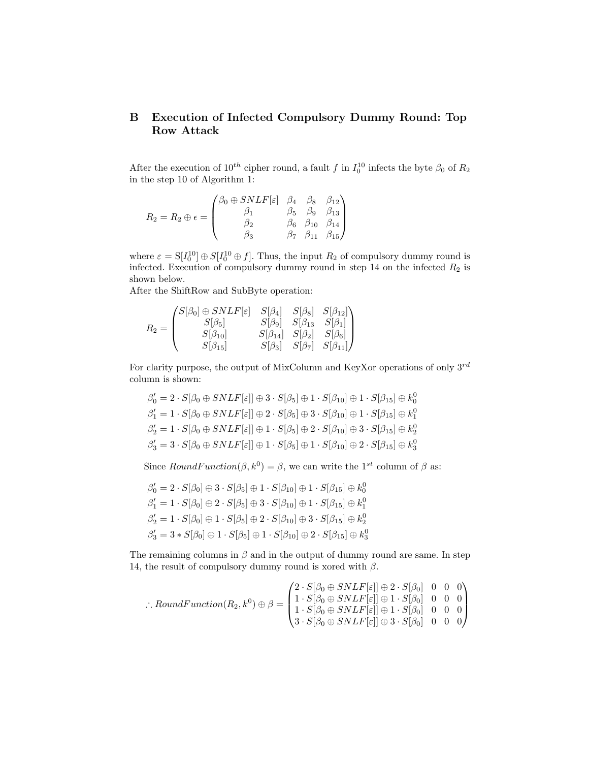## B Execution of Infected Compulsory Dummy Round: Top Row Attack

After the execution of $10^{th}$ cipher round, a fault $f$ in $I_0^{10}$ infects the byte $\beta_0$ of $R_2$ in the step 10 of Algorithm 1:

$$R_2 = R_2 \oplus \epsilon = \begin{pmatrix} \beta_0 \oplus SNLF[\varepsilon] & \beta_4 & \beta_8 & \beta_{12} \\ \beta_1 & \beta_5 & \beta_9 & \beta_{13} \\ \beta_2 & \beta_6 & \beta_{10} & \beta_{14} \\ \beta_3 & \beta_7 & \beta_{11} & \beta_{15} \end{pmatrix}$$

where $\varepsilon = \mathrm{S}[I_0^{10}] \oplus S[I_0^{10} \oplus f]$. Thus, the input $R_2$ of compulsory dummy round is infected. Execution of compulsory dummy round in step 14 on the infected $R_2$ is shown below.

After the ShiftRow and SubByte operation:

$$R_2 = \begin{pmatrix} S[\beta_0] \oplus SNLF[\varepsilon] & S[\beta_4] & S[\beta_8] & S[\beta_{12}] \\ S[\beta_5] & S[\beta_9] & S[\beta_{13} & S[\beta_1] \\ S[\beta_{10}] & S[\beta_{14}] & S[\beta_2] & S[\beta_6] \\ S[\beta_{15}] & S[\beta_3] & S[\beta_7] & S[\beta_{11}] \end{pmatrix}$$

For clarity purpose, the output of MixColumn and KeyXor operations of only $3^{rd}$ column is shown:

$$\beta_0' = 2 \cdot S[\beta_0 \oplus SNLF[\varepsilon]] \oplus 3 \cdot S[\beta_5] \oplus 1 \cdot S[\beta_{10}] \oplus 1 \cdot S[\beta_{15}] \oplus k_0^0$$
$$\beta_1' = 1 \cdot S[\beta_0 \oplus SNLF[\varepsilon]] \oplus 2 \cdot S[\beta_5] \oplus 3 \cdot S[\beta_{10}] \oplus 1 \cdot S[\beta_{15}] \oplus k_1^0$$
$$\beta_2' = 1 \cdot S[\beta_0 \oplus SNLF[\varepsilon]] \oplus 1 \cdot S[\beta_5] \oplus 2 \cdot S[\beta_{10}] \oplus 3 \cdot S[\beta_{15}] \oplus k_2^0$$
$$\beta_3' = 3 \cdot S[\beta_0 \oplus SNLF[\varepsilon]] \oplus 1 \cdot S[\beta_5] \oplus 1 \cdot S[\beta_{10}] \oplus 2 \cdot S[\beta_{15}] \oplus k_3^0$$

Since $RoundFunction(\beta, k^0) = \beta$, we can write the $1^{st}$ column of $\beta$ as:

$$\beta_0' = 2 \cdot S[\beta_0] \oplus 3 \cdot S[\beta_5] \oplus 1 \cdot S[\beta_{10}] \oplus 1 \cdot S[\beta_{15}] \oplus k_0^0$$
$$\beta_1' = 1 \cdot S[\beta_0] \oplus 2 \cdot S[\beta_5] \oplus 3 \cdot S[\beta_{10}] \oplus 1 \cdot S[\beta_{15}] \oplus k_1^0$$
$$\beta_2' = 1 \cdot S[\beta_0] \oplus 1 \cdot S[\beta_5] \oplus 2 \cdot S[\beta_{10}] \oplus 3 \cdot S[\beta_{15}] \oplus k_2^0$$
$$\beta_3' = 3 * S[\beta_0] \oplus 1 \cdot S[\beta_5] \oplus 1 \cdot S[\beta_{10}] \oplus 2 \cdot S[\beta_{15}] \oplus k_3^0$$

The remaining columns in $\beta$ and in the output of dummy round are same. In step 14, the result of compulsory dummy round is xored with $\beta$.

$$\therefore RoundFunction(R_2, k^0) \oplus \beta = \begin{pmatrix} 2 \cdot S[\beta_0 \oplus SNLF[\varepsilon]] \oplus 2 \cdot S[\beta_0] & 0 & 0 & 0 \\ 1 \cdot S[\beta_0 \oplus SNLF[\varepsilon]] \oplus 1 \cdot S[\beta_0] & 0 & 0 & 0 \\ 1 \cdot S[\beta_0 \oplus SNLF[\varepsilon]] \oplus 1 \cdot S[\beta_0] & 0 & 0 & 0 \\ 3 \cdot S[\beta_0 \oplus SNLF[\varepsilon]] \oplus 3 \cdot S[\beta_0] & 0 & 0 & 0 \end{pmatrix}$$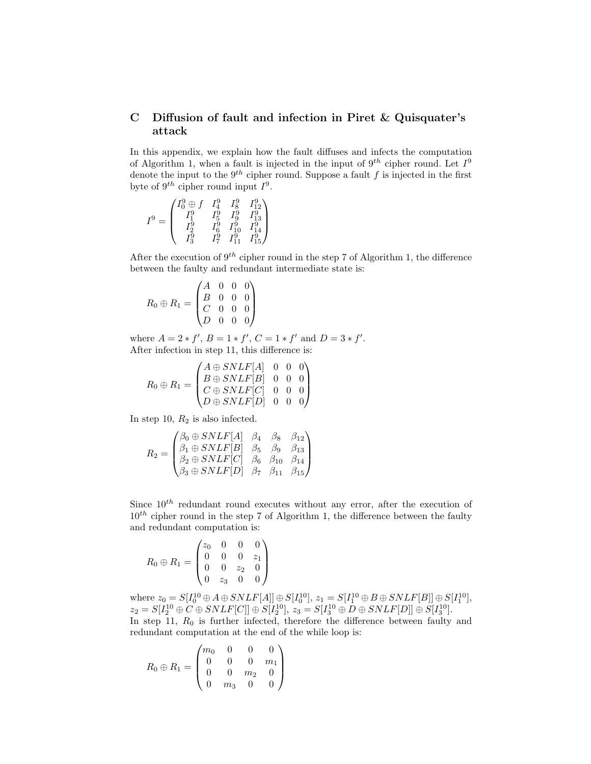## C Diffusion of fault and infection in Piret & Quisquater's attack

In this appendix, we explain how the fault diffuses and infects the computation of Algorithm 1, when a fault is injected in the input of $9^{th}$ cipher round. Let $I^9$ denote the input to the $9^{th}$ cipher round. Suppose a fault $f$ is injected in the first byte of $9^{th}$ cipher round input $I^9$.

$$I^9 = \begin{pmatrix} I_0^9 \oplus f & I_4^9 & I_8^9 & I_{12}^9 \\ I_1^9 & I_5^9 & I_9^9 & I_{13}^9 \\ I_2^9 & I_6^9 & I_{10}^9 & I_{14}^9 \\ I_3^9 & I_7^9 & I_{11}^9 & I_{15}^9 \end{pmatrix}$$

After the execution of $9^{th}$ cipher round in the step 7 of Algorithm 1, the difference between the faulty and redundant intermediate state is:

$$R_0 \oplus R_1 = \begin{pmatrix} A & 0 & 0 & 0 \\ B & 0 & 0 & 0 \\ C & 0 & 0 & 0 \\ D & 0 & 0 & 0 \end{pmatrix}$$

where $A = 2 * f'$, $B = 1 * f'$, $C = 1 * f'$ and $D = 3 * f'$.
After infection in step 11, this difference is:

$$R_0 \oplus R_1 = \begin{pmatrix} A \oplus SNLF[A] & 0 & 0 & 0 \\ B \oplus SNLF[B] & 0 & 0 & 0 \\ C \oplus SNLF[C] & 0 & 0 & 0 \\ D \oplus SNLF[D] & 0 & 0 & 0 \end{pmatrix}$$

In step 10, $R_2$ is also infected.

$$R_2 = \begin{pmatrix} \beta_0 \oplus SNLF[A] & \beta_4 & \beta_8 & \beta_{12} \\ \beta_1 \oplus SNLF[B] & \beta_5 & \beta_9 & \beta_{13} \\ \beta_2 \oplus SNLF[C] & \beta_6 & \beta_{10} & \beta_{14} \\ \beta_3 \oplus SNLF[D] & \beta_7 & \beta_{11} & \beta_{15} \end{pmatrix}$$

Since $10^{th}$ redundant round executes without any error, after the execution of $10^{th}$ cipher round in the step 7 of Algorithm 1, the difference between the faulty and redundant computation is:

$$R_0 \oplus R_1 = \begin{pmatrix} z_0 & 0 & 0 & 0 \\ 0 & 0 & 0 & z_1 \\ 0 & 0 & z_2 & 0 \\ 0 & z_3 & 0 & 0 \end{pmatrix}$$

where $z_0 = S[I_0^{10} \oplus A \oplus SNLF[A]] \oplus S[I_0^{10}]$, $z_1 = S[I_1^{10} \oplus B \oplus SNLF[B]] \oplus S[I_1^{10}]$, $z_2 = S[I_2^{10} \oplus C \oplus SNLF[C]] \oplus S[I_2^{10}]$, $z_3 = S[I_3^{10} \oplus D \oplus SNLF[D]] \oplus S[I_3^{10}]$.
In step 11, $R_0$ is further infected, therefore the difference between faulty and redundant computation at the end of the while loop is:

$$R_0 \oplus R_1 = \begin{pmatrix} m_0 & 0 & 0 & 0 \\ 0 & 0 & 0 & m_1 \\ 0 & 0 & m_2 & 0 \\ 0 & m_3 & 0 & 0 \end{pmatrix}$$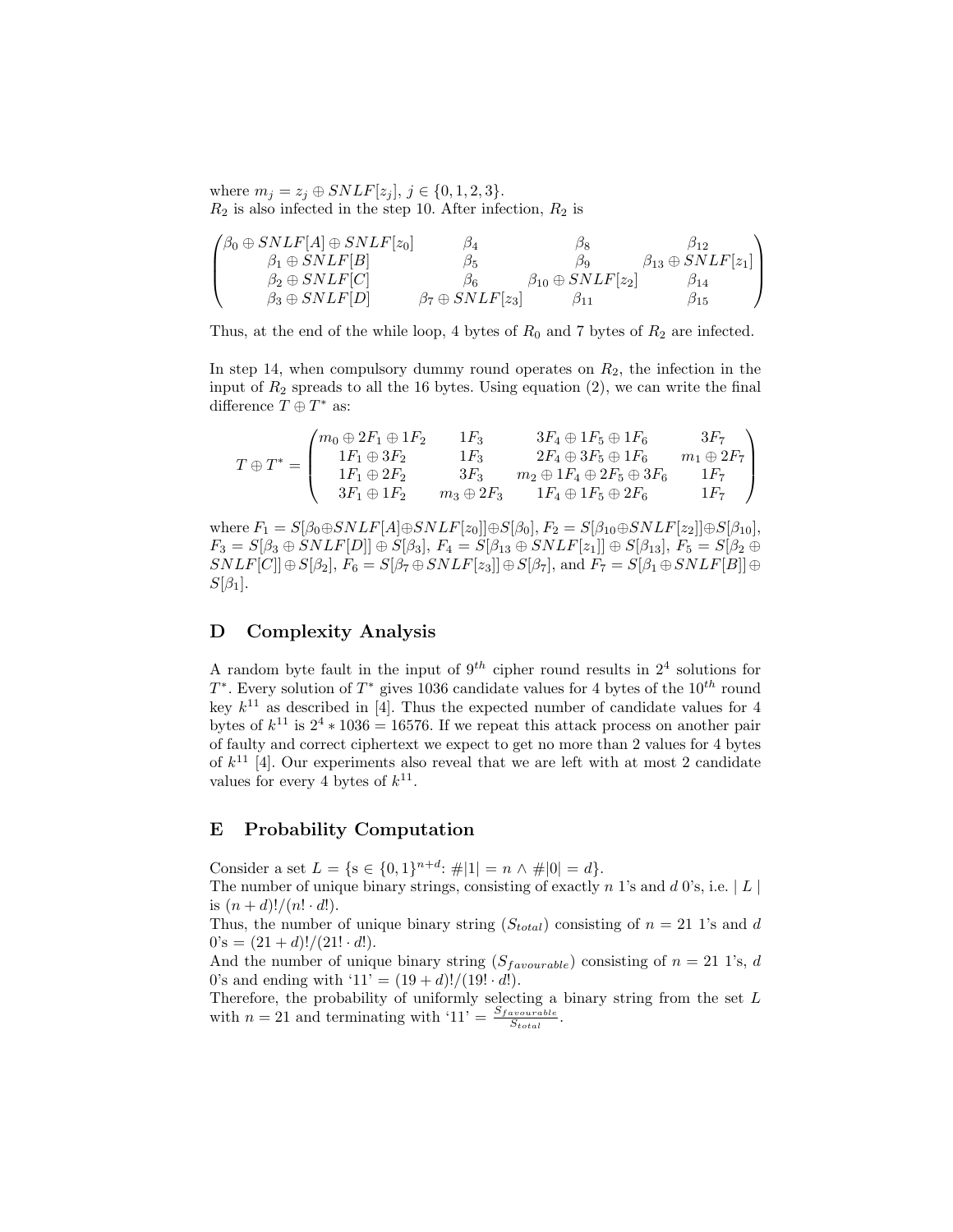where $m_j = z_j \oplus SNLF[z_j]$, $j \in \{0, 1, 2, 3\}$.
$R_2$ is also infected in the step 10. After infection, $R_2$ is

$$\begin{pmatrix} \beta_0 \oplus SNLF[A] \oplus SNLF[z_0] & \beta_4 & \beta_8 & \beta_{12} \\ \beta_1 \oplus SNLF[B] & \beta_5 & \beta_9 & \beta_{13} \oplus SNLF[z_1] \\ \beta_2 \oplus SNLF[C] & \beta_6 & \beta_{10} \oplus SNLF[z_2] & \beta_{14} \\ \beta_3 \oplus SNLF[D] & \beta_7 \oplus SNLF[z_3] & \beta_{11} & \beta_{15} \end{pmatrix}$$

Thus, at the end of the while loop, 4 bytes of $R_0$ and 7 bytes of $R_2$ are infected.

In step 14, when compulsory dummy round operates on $R_2$, the infection in the input of $R_2$ spreads to all the 16 bytes. Using equation (2), we can write the final difference $T \oplus T^*$ as:

$$T \oplus T^* = \begin{pmatrix} m_0 \oplus 2F_1 \oplus 1F_2 & 1F_3 & 3F_4 \oplus 1F_5 \oplus 1F_6 & 3F_7 \\ 1F_1 \oplus 3F_2 & 1F_3 & 2F_4 \oplus 3F_5 \oplus 1F_6 & m_1 \oplus 2F_7 \\ 1F_1 \oplus 2F_2 & 3F_3 & m_2 \oplus 1F_4 \oplus 2F_5 \oplus 3F_6 & 1F_7 \\ 3F_1 \oplus 1F_2 & m_3 \oplus 2F_3 & 1F_4 \oplus 1F_5 \oplus 2F_6 & 1F_7 \end{pmatrix}$$

where $F_1 = S[\beta_0 \oplus SNLF[A] \oplus SNLF[z_0]] \oplus S[\beta_0]$, $F_2 = S[\beta_{10} \oplus SNLF[z_2]] \oplus S[\beta_{10}]$, $F_3 = S[\beta_3 \oplus SNLF[D]] \oplus S[\beta_3]$, $F_4 = S[\beta_{13} \oplus SNLF[z_1]] \oplus S[\beta_{13}]$, $F_5 = S[\beta_2 \oplus SNLF[C]] \oplus S[\beta_2]$, $F_6 = S[\beta_7 \oplus SNLF[z_3]] \oplus S[\beta_7]$, and $F_7 = S[\beta_1 \oplus SNLF[B]] \oplus S[\beta_1]$.

## D Complexity Analysis

A random byte fault in the input of $9^{th}$ cipher round results in $2^4$ solutions for $T^*$. Every solution of $T^*$ gives 1036 candidate values for 4 bytes of the $10^{th}$ round key $k^{11}$ as described in [4]. Thus the expected number of candidate values for 4 bytes of $k^{11}$ is $2^4 * 1036 = 16576$. If we repeat this attack process on another pair of faulty and correct ciphertext we expect to get no more than 2 values for 4 bytes of $k^{11}$ [4]. Our experiments also reveal that we are left with at most 2 candidate values for every 4 bytes of $k^{11}$.

## E Probability Computation

Consider a set $L = \{s \in \{0,1\}^{n+d} \colon \#|1| = n \wedge \#|0| = d\}$.
The number of unique binary strings, consisting of exactly $n$ 1's and $d$ 0's, i.e. $|L|$ is $(n+d)!/(n! \cdot d!)$.
Thus, the number of unique binary string ($S_{total}$) consisting of $n = 21$ 1's and $d$ 0's $= (21+d)!/(21! \cdot d!)$.
And the number of unique binary string ($S_{favourable}$) consisting of $n = 21$ 1's, $d$ 0's and ending with '11' $= (19+d)!/(19! \cdot d!)$.
Therefore, the probability of uniformly selecting a binary string from the set $L$ with $n = 21$ and terminating with '11' $= \frac{S_{favourable}}{S_{total}}$.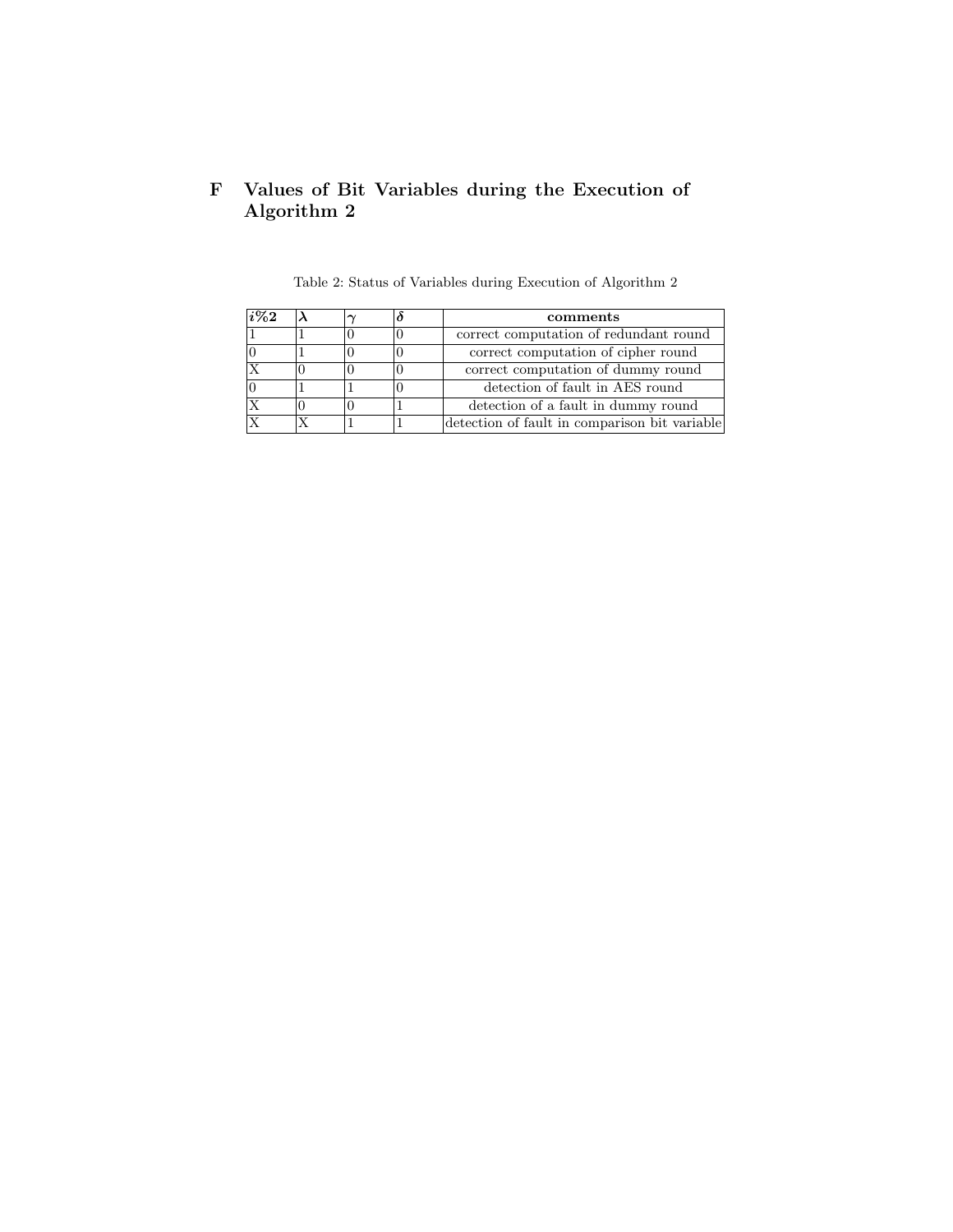## F Values of Bit Variables during the Execution of Algorithm 2

Table 2: Status of Variables during Execution of Algorithm 2

| $i\%2$ | $\lambda$ | $\gamma$ | $\delta$ | comments |
|---|---|---|---|---|
| 1 | 1 | 0 | 0 | correct computation of redundant round |
| 0 | 1 | 0 | 0 | correct computation of cipher round |
| X | 0 | 0 | 0 | correct computation of dummy round |
| 0 | 1 | 1 | 0 | detection of fault in AES round |
| X | 0 | 0 | 1 | detection of a fault in dummy round |
| X | X | 1 | 1 | detection of fault in comparison bit variable |